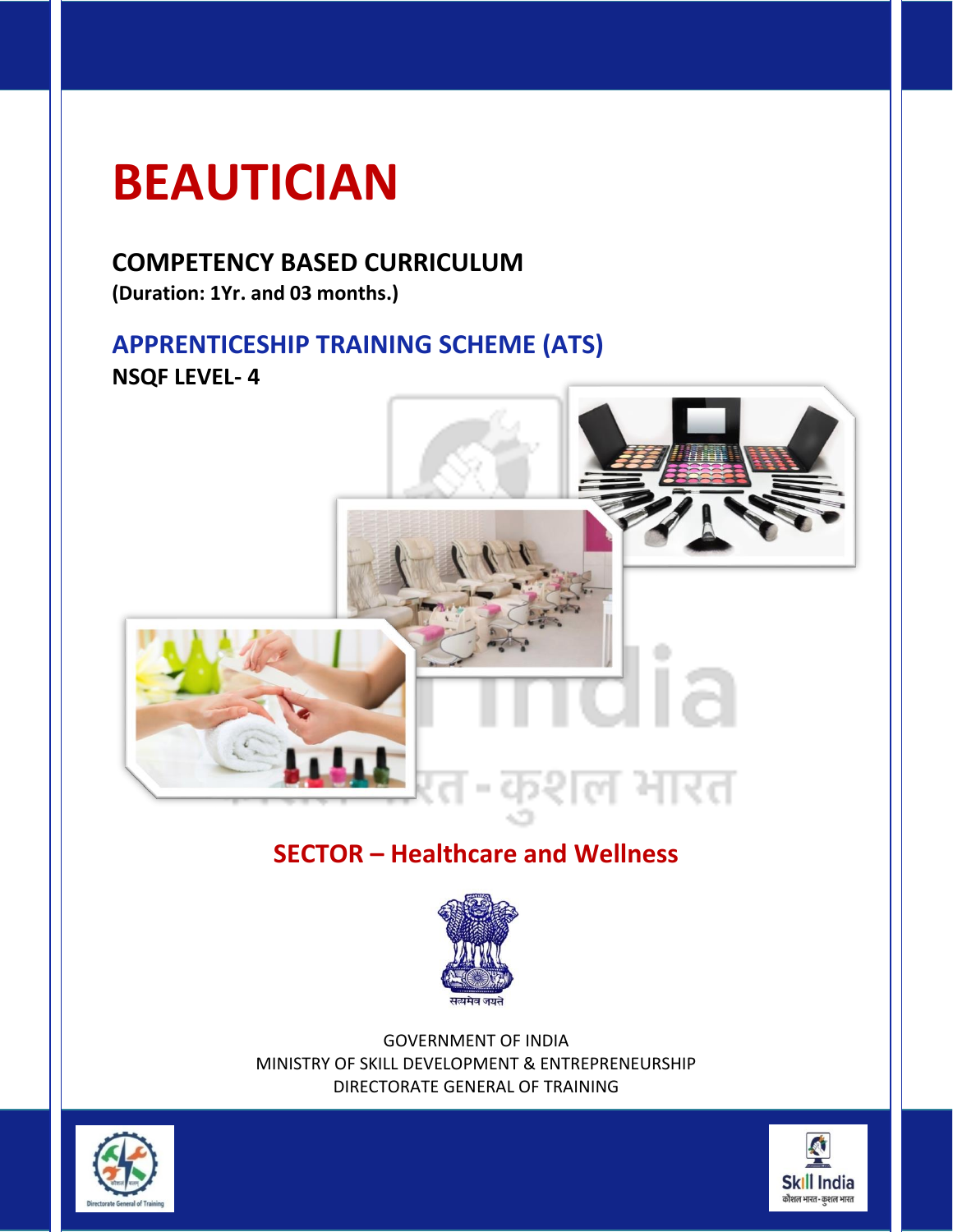# BEAUTICIAN

## COMPETENCY BASED CURRICULUM

**(Duration: 1Yr. and 03 months.)**

## APPRENTICESHIP TRAINING SCHEME (ATS)

**NSQF LEVEL- 4**

## SECTOR – Healthcare and Wellness

GOVERNMENT OF INDIA
MINISTRY OF SKILL DEVELOPMENT & ENTREPRENEURSHIP
DIRECTORATE GENERAL OF TRAINING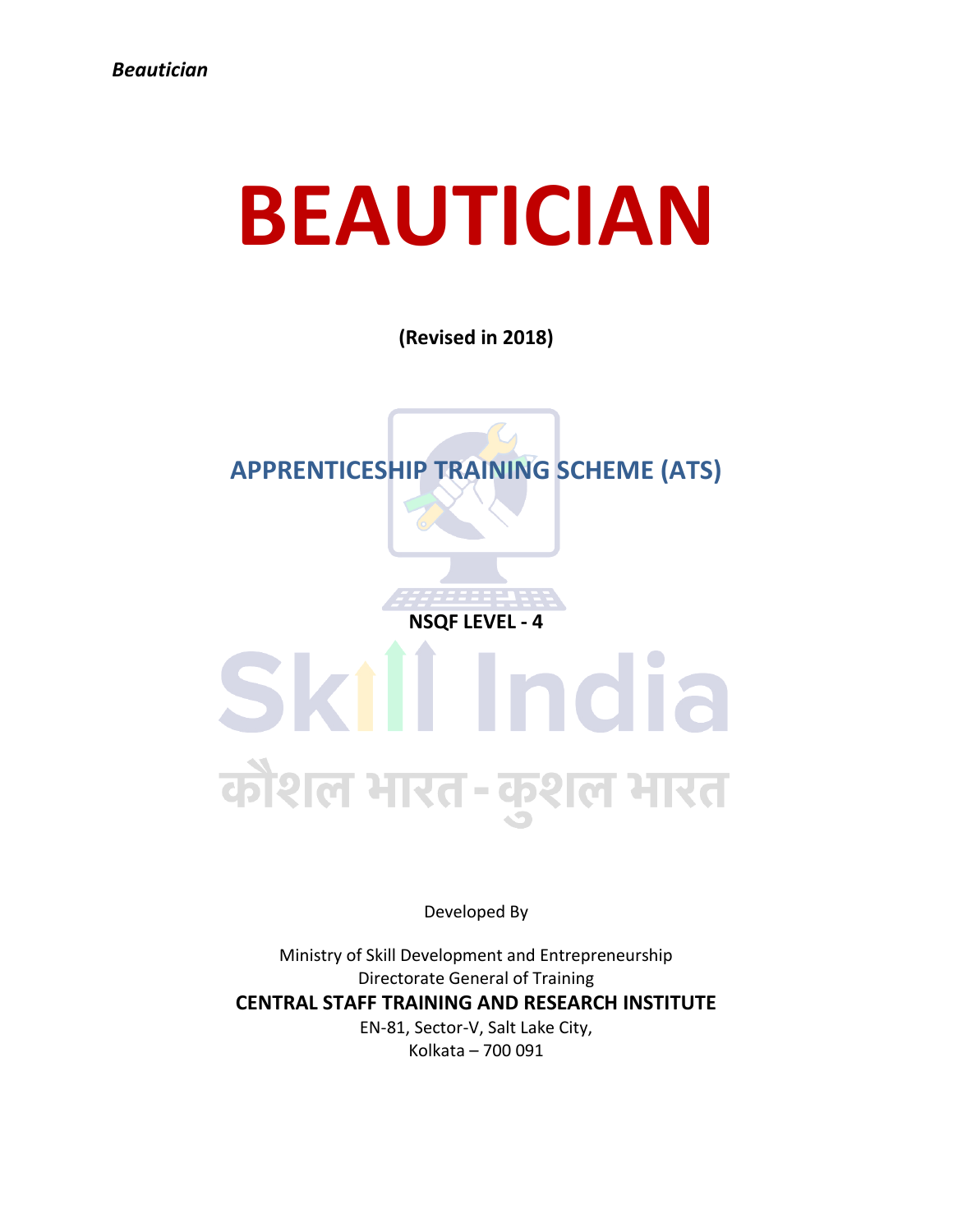# BEAUTICIAN

**(Revised in 2018)**

## APPRENTICESHIP TRAINING SCHEME (ATS)

**NSQF LEVEL - 4**

Developed By

Ministry of Skill Development and Entrepreneurship
Directorate General of Training
**CENTRAL STAFF TRAINING AND RESEARCH INSTITUTE**
EN-81, Sector-V, Salt Lake City,
Kolkata – 700 091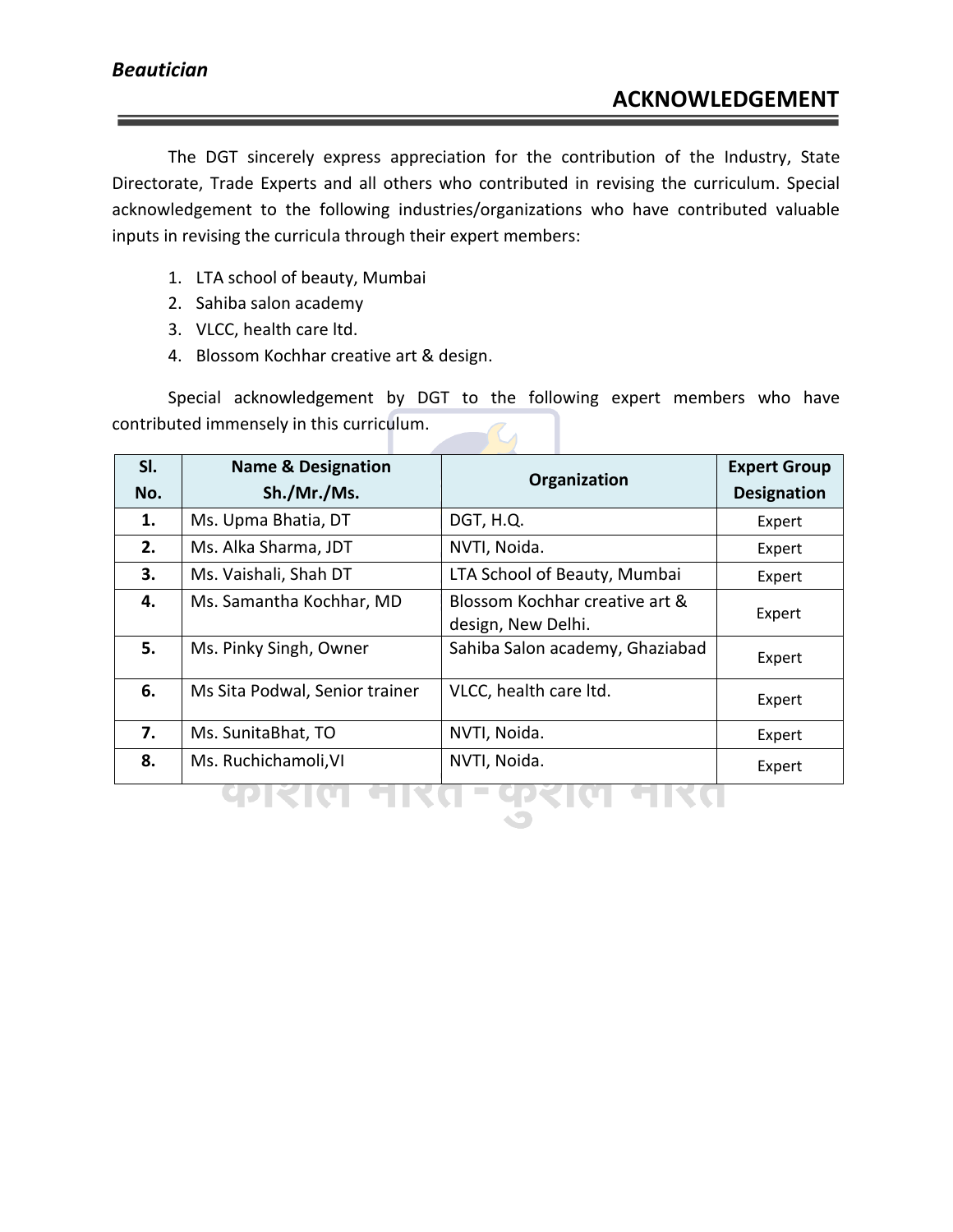# ACKNOWLEDGEMENT

The DGT sincerely express appreciation for the contribution of the Industry, State Directorate, Trade Experts and all others who contributed in revising the curriculum. Special acknowledgement to the following industries/organizations who have contributed valuable inputs in revising the curricula through their expert members:

1. LTA school of beauty, Mumbai
2. Sahiba salon academy
3. VLCC, health care ltd.
4. Blossom Kochhar creative art & design.

Special acknowledgement by DGT to the following expert members who have contributed immensely in this curriculum.

| Sl. No. | Name & Designation Sh./Mr./Ms. | Organization | Expert Group Designation |
|---|---|---|---|
| **1.** | Ms. Upma Bhatia, DT | DGT, H.Q. | Expert |
| **2.** | Ms. Alka Sharma, JDT | NVTI, Noida. | Expert |
| **3.** | Ms. Vaishali, Shah DT | LTA School of Beauty, Mumbai | Expert |
| **4.** | Ms. Samantha Kochhar, MD | Blossom Kochhar creative art & design, New Delhi. | Expert |
| **5.** | Ms. Pinky Singh, Owner | Sahiba Salon academy, Ghaziabad | Expert |
| **6.** | Ms Sita Podwal, Senior trainer | VLCC, health care ltd. | Expert |
| **7.** | Ms. SunitaBhat, TO | NVTI, Noida. | Expert |
| **8.** | Ms. Ruchichamoli,VI | NVTI, Noida. | Expert |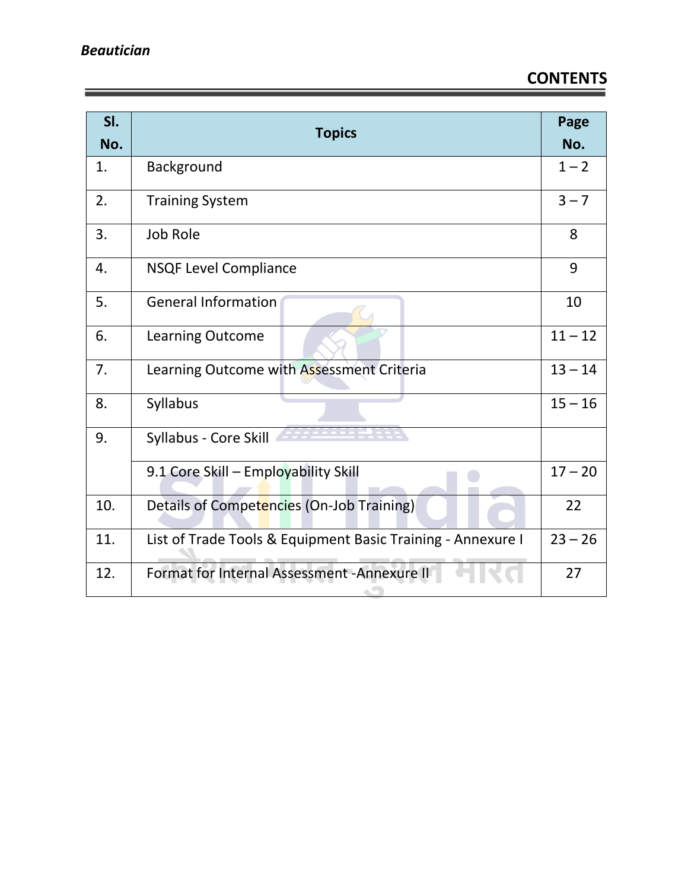# CONTENTS

| Sl. No. | Topics | Page No. |
|---|---|---|
| 1. | Background | 1 – 2 |
| 2. | Training System | 3 – 7 |
| 3. | Job Role | 8 |
| 4. | NSQF Level Compliance | 9 |
| 5. | General Information | 10 |
| 6. | Learning Outcome | 11 – 12 |
| 7. | Learning Outcome with Assessment Criteria | 13 – 14 |
| 8. | Syllabus | 15 – 16 |
| 9. | Syllabus - Core Skill | |
| | 9.1 Core Skill – Employability Skill | 17 – 20 |
| 10. | Details of Competencies (On-Job Training) | 22 |
| 11. | List of Trade Tools & Equipment Basic Training - Annexure I | 23 – 26 |
| 12. | Format for Internal Assessment -Annexure II | 27 |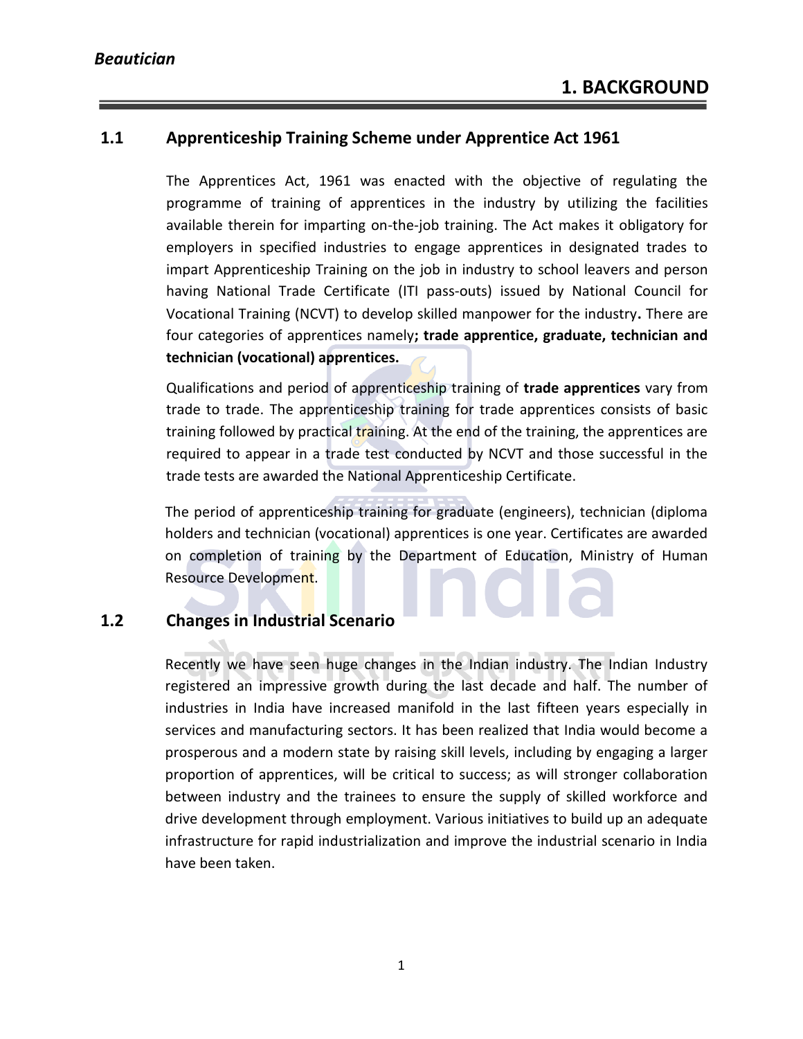# 1. BACKGROUND

## 1.1 Apprenticeship Training Scheme under Apprentice Act 1961

The Apprentices Act, 1961 was enacted with the objective of regulating the programme of training of apprentices in the industry by utilizing the facilities available therein for imparting on-the-job training. The Act makes it obligatory for employers in specified industries to engage apprentices in designated trades to impart Apprenticeship Training on the job in industry to school leavers and person having National Trade Certificate (ITI pass-outs) issued by National Council for Vocational Training (NCVT) to develop skilled manpower for the industry**.** There are four categories of apprentices namely**; trade apprentice, graduate, technician and technician (vocational) apprentices.**

Qualifications and period of apprenticeship training of **trade apprentices** vary from trade to trade. The apprenticeship training for trade apprentices consists of basic training followed by practical training. At the end of the training, the apprentices are required to appear in a trade test conducted by NCVT and those successful in the trade tests are awarded the National Apprenticeship Certificate.

The period of apprenticeship training for graduate (engineers), technician (diploma holders and technician (vocational) apprentices is one year. Certificates are awarded on completion of training by the Department of Education, Ministry of Human Resource Development.

## 1.2 Changes in Industrial Scenario

Recently we have seen huge changes in the Indian industry. The Indian Industry registered an impressive growth during the last decade and half. The number of industries in India have increased manifold in the last fifteen years especially in services and manufacturing sectors. It has been realized that India would become a prosperous and a modern state by raising skill levels, including by engaging a larger proportion of apprentices, will be critical to success; as will stronger collaboration between industry and the trainees to ensure the supply of skilled workforce and drive development through employment. Various initiatives to build up an adequate infrastructure for rapid industrialization and improve the industrial scenario in India have been taken.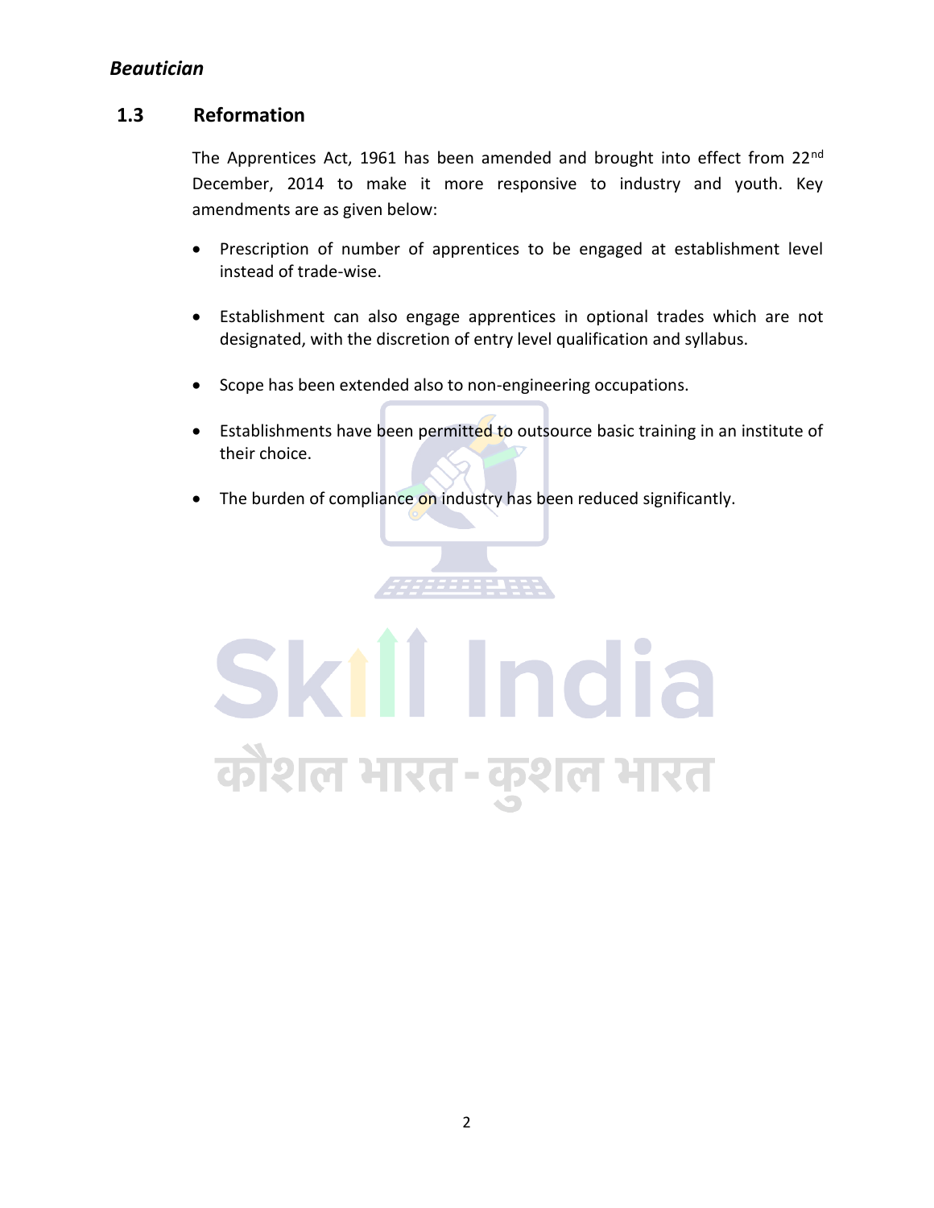## 1.3 Reformation

The Apprentices Act, 1961 has been amended and brought into effect from 22nd December, 2014 to make it more responsive to industry and youth. Key amendments are as given below:

- Prescription of number of apprentices to be engaged at establishment level instead of trade-wise.
- Establishment can also engage apprentices in optional trades which are not designated, with the discretion of entry level qualification and syllabus.
- Scope has been extended also to non-engineering occupations.
- Establishments have been permitted to outsource basic training in an institute of their choice.
- The burden of compliance on industry has been reduced significantly.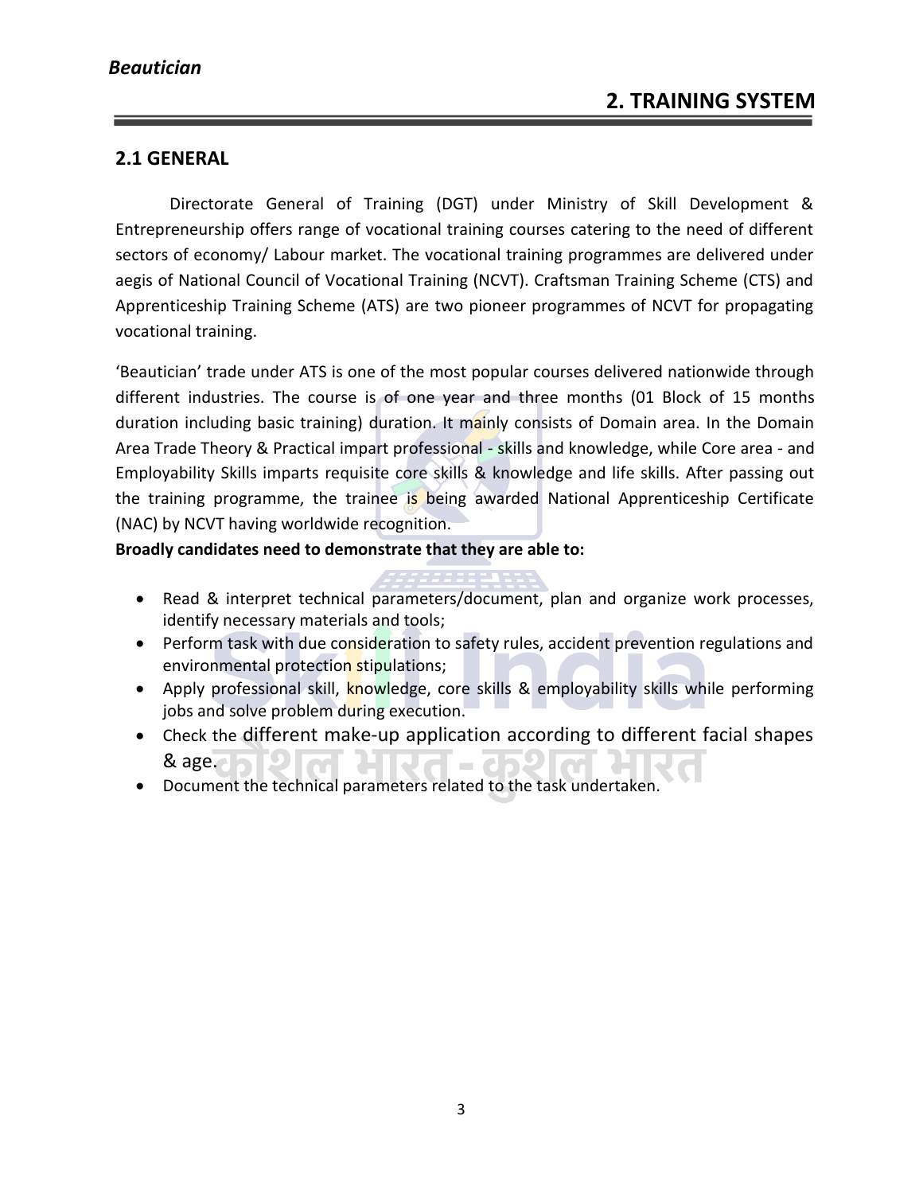# 2. TRAINING SYSTEM

## 2.1 GENERAL

Directorate General of Training (DGT) under Ministry of Skill Development & Entrepreneurship offers range of vocational training courses catering to the need of different sectors of economy/ Labour market. The vocational training programmes are delivered under aegis of National Council of Vocational Training (NCVT). Craftsman Training Scheme (CTS) and Apprenticeship Training Scheme (ATS) are two pioneer programmes of NCVT for propagating vocational training.

'Beautician' trade under ATS is one of the most popular courses delivered nationwide through different industries. The course is of one year and three months (01 Block of 15 months duration including basic training) duration. It mainly consists of Domain area. In the Domain Area Trade Theory & Practical impart professional - skills and knowledge, while Core area - and Employability Skills imparts requisite core skills & knowledge and life skills. After passing out the training programme, the trainee is being awarded National Apprenticeship Certificate (NAC) by NCVT having worldwide recognition.

**Broadly candidates need to demonstrate that they are able to:**

- Read & interpret technical parameters/document, plan and organize work processes, identify necessary materials and tools;
- Perform task with due consideration to safety rules, accident prevention regulations and environmental protection stipulations;
- Apply professional skill, knowledge, core skills & employability skills while performing jobs and solve problem during execution.
- Check the different make-up application according to different facial shapes & age.
- Document the technical parameters related to the task undertaken.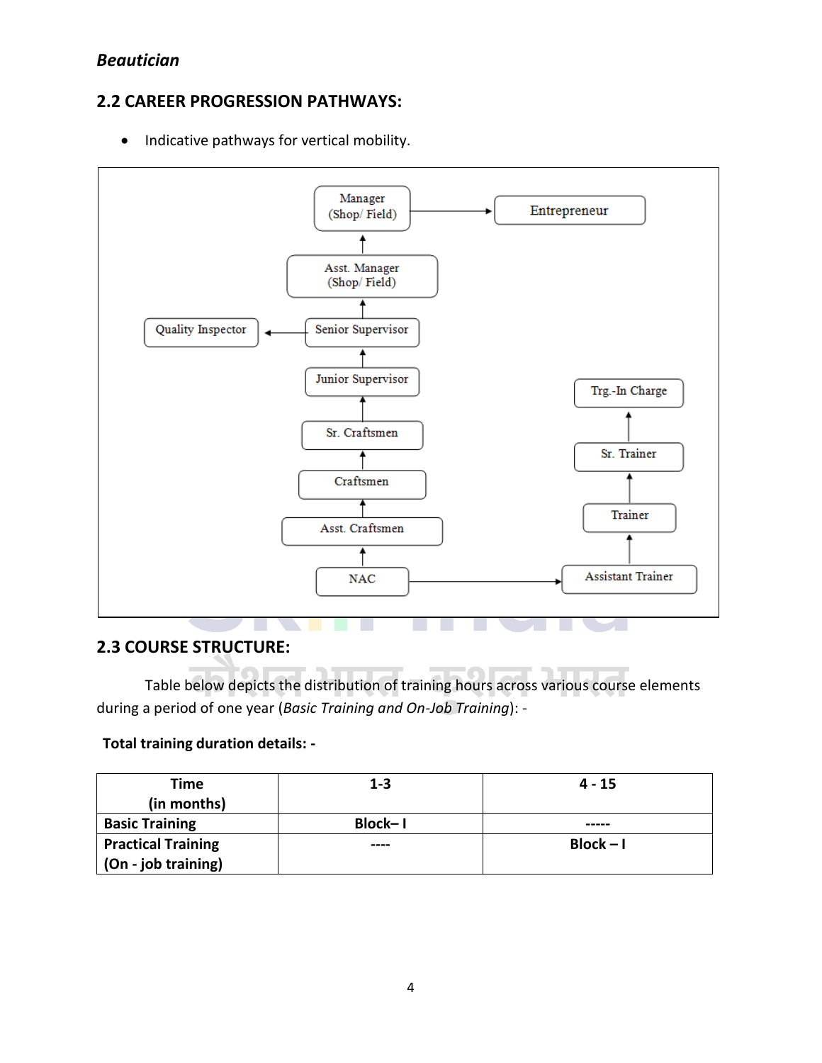## 2.2 CAREER PROGRESSION PATHWAYS:

- Indicative pathways for vertical mobility.

```
Manager (Shop/ Field) → Entrepreneur
        ↑
Asst. Manager (Shop/ Field)
        ↑
Senior Supervisor → Quality Inspector
        ↑
Junior Supervisor                         Trg.-In Charge
        ↑                                       ↑
Sr. Craftsmen                             Sr. Trainer
        ↑                                       ↑
Craftsmen                                 Trainer
        ↑                                       ↑
Asst. Craftsmen                                 |
        ↑                                       |
NAC  ────────────────────────────────→  Assistant Trainer
```

## 2.3 COURSE STRUCTURE:

Table below depicts the distribution of training hours across various course elements during a period of one year (*Basic Training and On-Job Training*): -

**Total training duration details: -**

| **Time (in months)** | **1-3** | **4 - 15** |
|---|---|---|
| **Basic Training** | **Block– I** | **-----** |
| **Practical Training (On - job training)** | **----** | **Block – I** |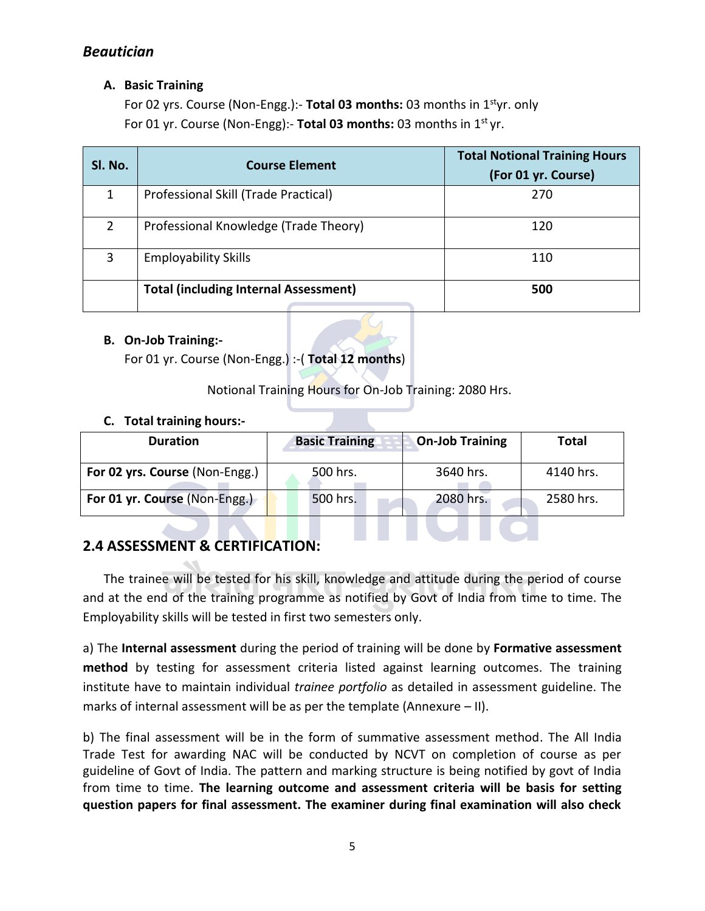## *Beautician*

**A. Basic Training**

For 02 yrs. Course (Non-Engg.):- **Total 03 months:** 03 months in 1st yr. only

For 01 yr. Course (Non-Engg):- **Total 03 months:** 03 months in 1st yr.

| Sl. No. | Course Element | Total Notional Training Hours (For 01 yr. Course) |
|---|---|---|
| 1 | Professional Skill (Trade Practical) | 270 |
| 2 | Professional Knowledge (Trade Theory) | 120 |
| 3 | Employability Skills | 110 |
| | **Total (including Internal Assessment)** | **500** |

**B. On-Job Training:-**

For 01 yr. Course (Non-Engg.) :-( **Total 12 months**)

Notional Training Hours for On-Job Training: 2080 Hrs.

**C. Total training hours:-**

| Duration | Basic Training | On-Job Training | Total |
|---|---|---|---|
| **For 02 yrs. Course** (Non-Engg.) | 500 hrs. | 3640 hrs. | 4140 hrs. |
| **For 01 yr. Course** (Non-Engg.) | 500 hrs. | 2080 hrs. | 2580 hrs. |

## 2.4 ASSESSMENT & CERTIFICATION:

The trainee will be tested for his skill, knowledge and attitude during the period of course and at the end of the training programme as notified by Govt of India from time to time. The Employability skills will be tested in first two semesters only.

a) The **Internal assessment** during the period of training will be done by **Formative assessment method** by testing for assessment criteria listed against learning outcomes. The training institute have to maintain individual *trainee portfolio* as detailed in assessment guideline. The marks of internal assessment will be as per the template (Annexure – II).

b) The final assessment will be in the form of summative assessment method. The All India Trade Test for awarding NAC will be conducted by NCVT on completion of course as per guideline of Govt of India. The pattern and marking structure is being notified by govt of India from time to time. **The learning outcome and assessment criteria will be basis for setting question papers for final assessment. The examiner during final examination will also check**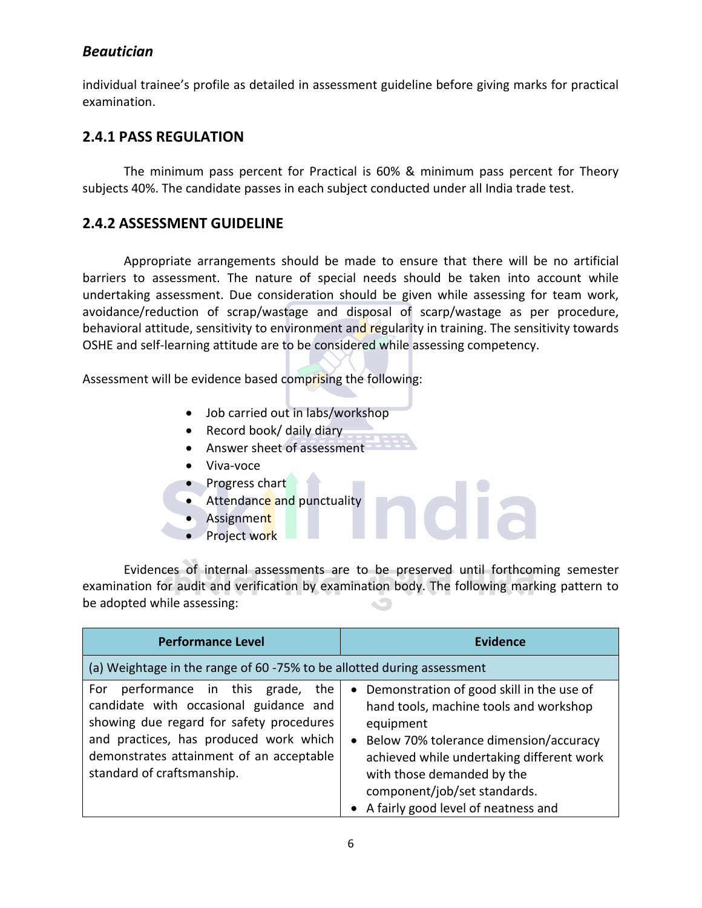individual trainee's profile as detailed in assessment guideline before giving marks for practical examination.

### 2.4.1 PASS REGULATION

The minimum pass percent for Practical is 60% & minimum pass percent for Theory subjects 40%. The candidate passes in each subject conducted under all India trade test.

### 2.4.2 ASSESSMENT GUIDELINE

Appropriate arrangements should be made to ensure that there will be no artificial barriers to assessment. The nature of special needs should be taken into account while undertaking assessment. Due consideration should be given while assessing for team work, avoidance/reduction of scrap/wastage and disposal of scarp/wastage as per procedure, behavioral attitude, sensitivity to environment and regularity in training. The sensitivity towards OSHE and self-learning attitude are to be considered while assessing competency.

Assessment will be evidence based comprising the following:

- Job carried out in labs/workshop
- Record book/ daily diary
- Answer sheet of assessment
- Viva-voce
- Progress chart
- Attendance and punctuality
- Assignment
- Project work

Evidences of internal assessments are to be preserved until forthcoming semester examination for audit and verification by examination body. The following marking pattern to be adopted while assessing:

| Performance Level | Evidence |
|---|---|
| (a) Weightage in the range of 60 -75% to be allotted during assessment | |
| For performance in this grade, the candidate with occasional guidance and showing due regard for safety procedures and practices, has produced work which demonstrates attainment of an acceptable standard of craftsmanship. | • Demonstration of good skill in the use of hand tools, machine tools and workshop equipment<br>• Below 70% tolerance dimension/accuracy achieved while undertaking different work with those demanded by the component/job/set standards.<br>• A fairly good level of neatness and |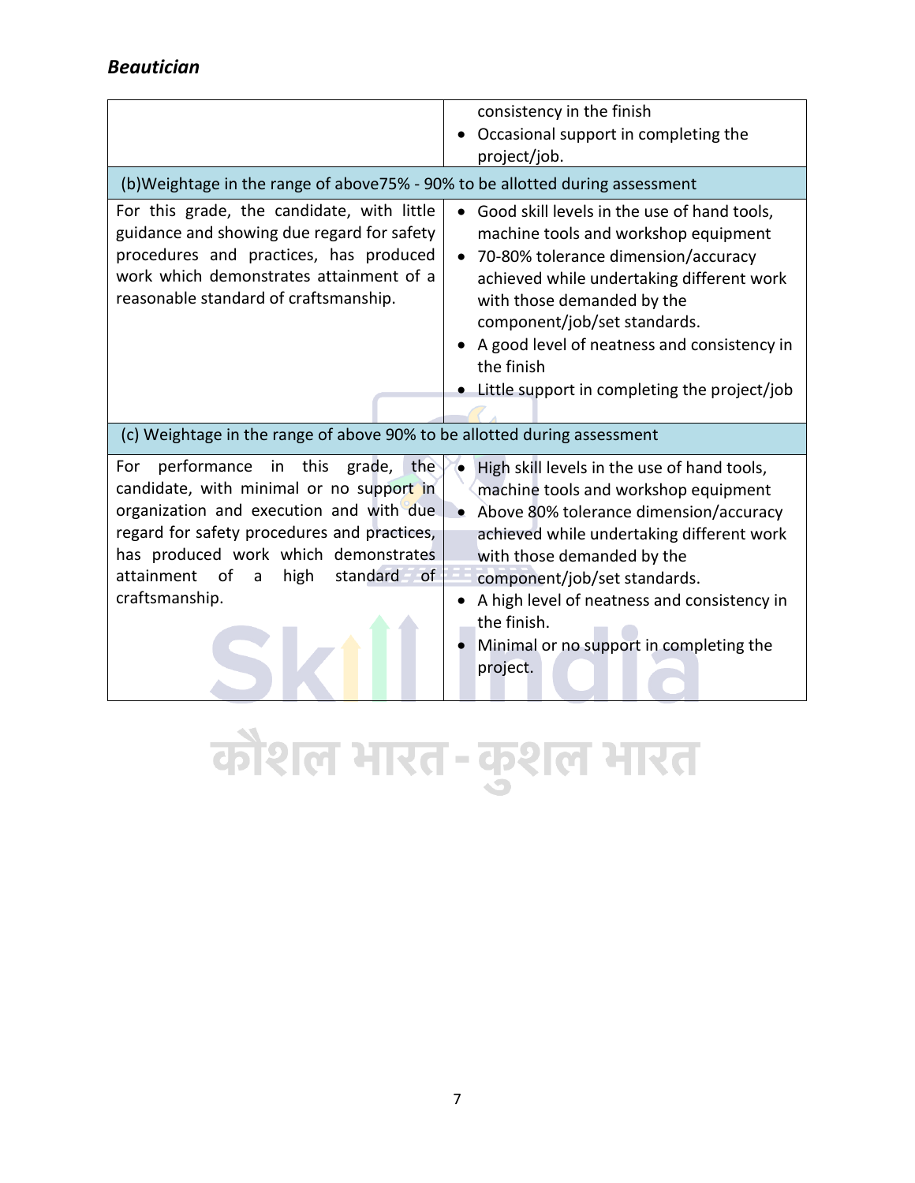| | |
|---|---|
| | consistency in the finish<br>• Occasional support in completing the project/job. |
| (b)Weightage in the range of above75% - 90% to be allotted during assessment | |
| For this grade, the candidate, with little guidance and showing due regard for safety procedures and practices, has produced work which demonstrates attainment of a reasonable standard of craftsmanship. | • Good skill levels in the use of hand tools, machine tools and workshop equipment<br>• 70-80% tolerance dimension/accuracy achieved while undertaking different work with those demanded by the component/job/set standards.<br>• A good level of neatness and consistency in the finish<br>• Little support in completing the project/job |
| (c) Weightage in the range of above 90% to be allotted during assessment | |
| For performance in this grade, the candidate, with minimal or no support in organization and execution and with due regard for safety procedures and practices, has produced work which demonstrates attainment of a high standard of craftsmanship. | • High skill levels in the use of hand tools, machine tools and workshop equipment<br>• Above 80% tolerance dimension/accuracy achieved while undertaking different work with those demanded by the component/job/set standards.<br>• A high level of neatness and consistency in the finish.<br>• Minimal or no support in completing the project. |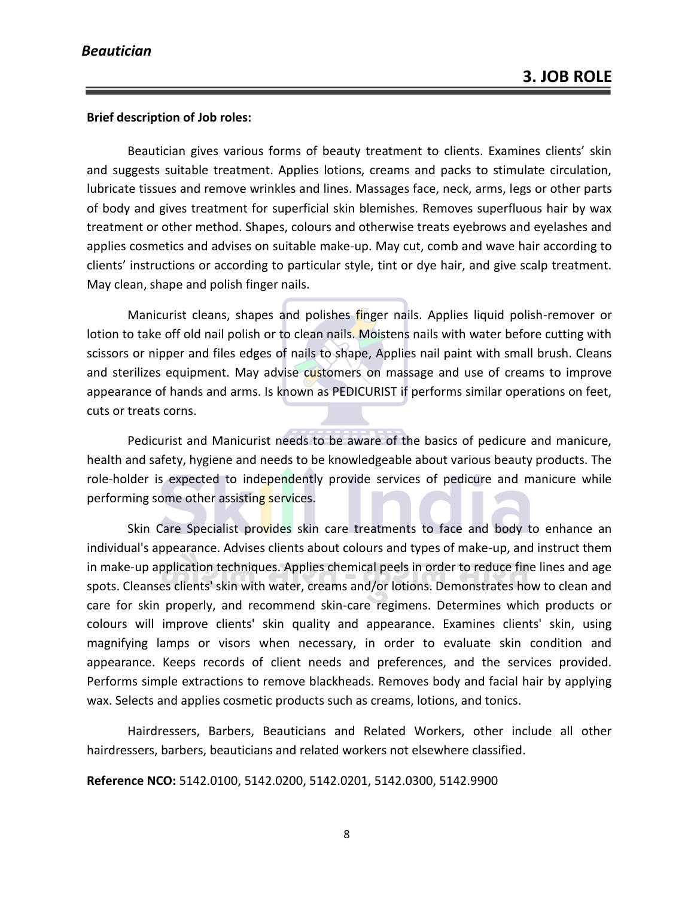## 3. JOB ROLE

**Brief description of Job roles:**

Beautician gives various forms of beauty treatment to clients. Examines clients' skin and suggests suitable treatment. Applies lotions, creams and packs to stimulate circulation, lubricate tissues and remove wrinkles and lines. Massages face, neck, arms, legs or other parts of body and gives treatment for superficial skin blemishes. Removes superfluous hair by wax treatment or other method. Shapes, colours and otherwise treats eyebrows and eyelashes and applies cosmetics and advises on suitable make-up. May cut, comb and wave hair according to clients' instructions or according to particular style, tint or dye hair, and give scalp treatment. May clean, shape and polish finger nails.

Manicurist cleans, shapes and polishes finger nails. Applies liquid polish-remover or lotion to take off old nail polish or to clean nails. Moistens nails with water before cutting with scissors or nipper and files edges of nails to shape, Applies nail paint with small brush. Cleans and sterilizes equipment. May advise customers on massage and use of creams to improve appearance of hands and arms. Is known as PEDICURIST if performs similar operations on feet, cuts or treats corns.

Pedicurist and Manicurist needs to be aware of the basics of pedicure and manicure, health and safety, hygiene and needs to be knowledgeable about various beauty products. The role-holder is expected to independently provide services of pedicure and manicure while performing some other assisting services.

Skin Care Specialist provides skin care treatments to face and body to enhance an individual's appearance. Advises clients about colours and types of make-up, and instruct them in make-up application techniques. Applies chemical peels in order to reduce fine lines and age spots. Cleanses clients' skin with water, creams and/or lotions. Demonstrates how to clean and care for skin properly, and recommend skin-care regimens. Determines which products or colours will improve clients' skin quality and appearance. Examines clients' skin, using magnifying lamps or visors when necessary, in order to evaluate skin condition and appearance. Keeps records of client needs and preferences, and the services provided. Performs simple extractions to remove blackheads. Removes body and facial hair by applying wax. Selects and applies cosmetic products such as creams, lotions, and tonics.

Hairdressers, Barbers, Beauticians and Related Workers, other include all other hairdressers, barbers, beauticians and related workers not elsewhere classified.

**Reference NCO:** 5142.0100, 5142.0200, 5142.0201, 5142.0300, 5142.9900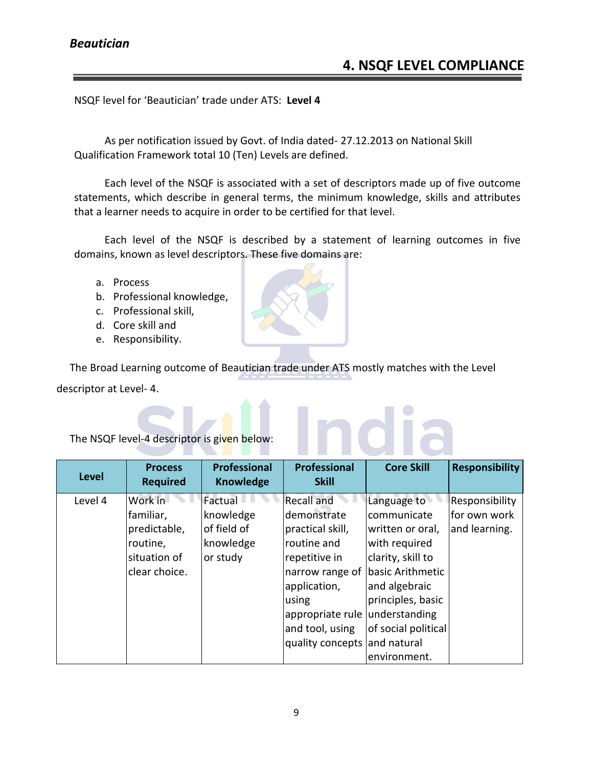# 4. NSQF LEVEL COMPLIANCE

NSQF level for 'Beautician' trade under ATS: **Level 4**

As per notification issued by Govt. of India dated- 27.12.2013 on National Skill Qualification Framework total 10 (Ten) Levels are defined.

Each level of the NSQF is associated with a set of descriptors made up of five outcome statements, which describe in general terms, the minimum knowledge, skills and attributes that a learner needs to acquire in order to be certified for that level.

Each level of the NSQF is described by a statement of learning outcomes in five domains, known as level descriptors. These five domains are:

a. Process
b. Professional knowledge,
c. Professional skill,
d. Core skill and
e. Responsibility.

The Broad Learning outcome of Beautician trade under ATS mostly matches with the Level descriptor at Level- 4.

The NSQF level-4 descriptor is given below:

| Level | Process Required | Professional Knowledge | Professional Skill | Core Skill | Responsibility |
|---|---|---|---|---|---|
| Level 4 | Work in familiar, predictable, routine, situation of clear choice. | Factual knowledge of field of knowledge or study | Recall and demonstrate practical skill, routine and repetitive in narrow range of application, using appropriate rule and tool, using quality concepts | Language to communicate written or oral, with required clarity, skill to basic Arithmetic and algebraic principles, basic understanding of social political and natural environment. | Responsibility for own work and learning. |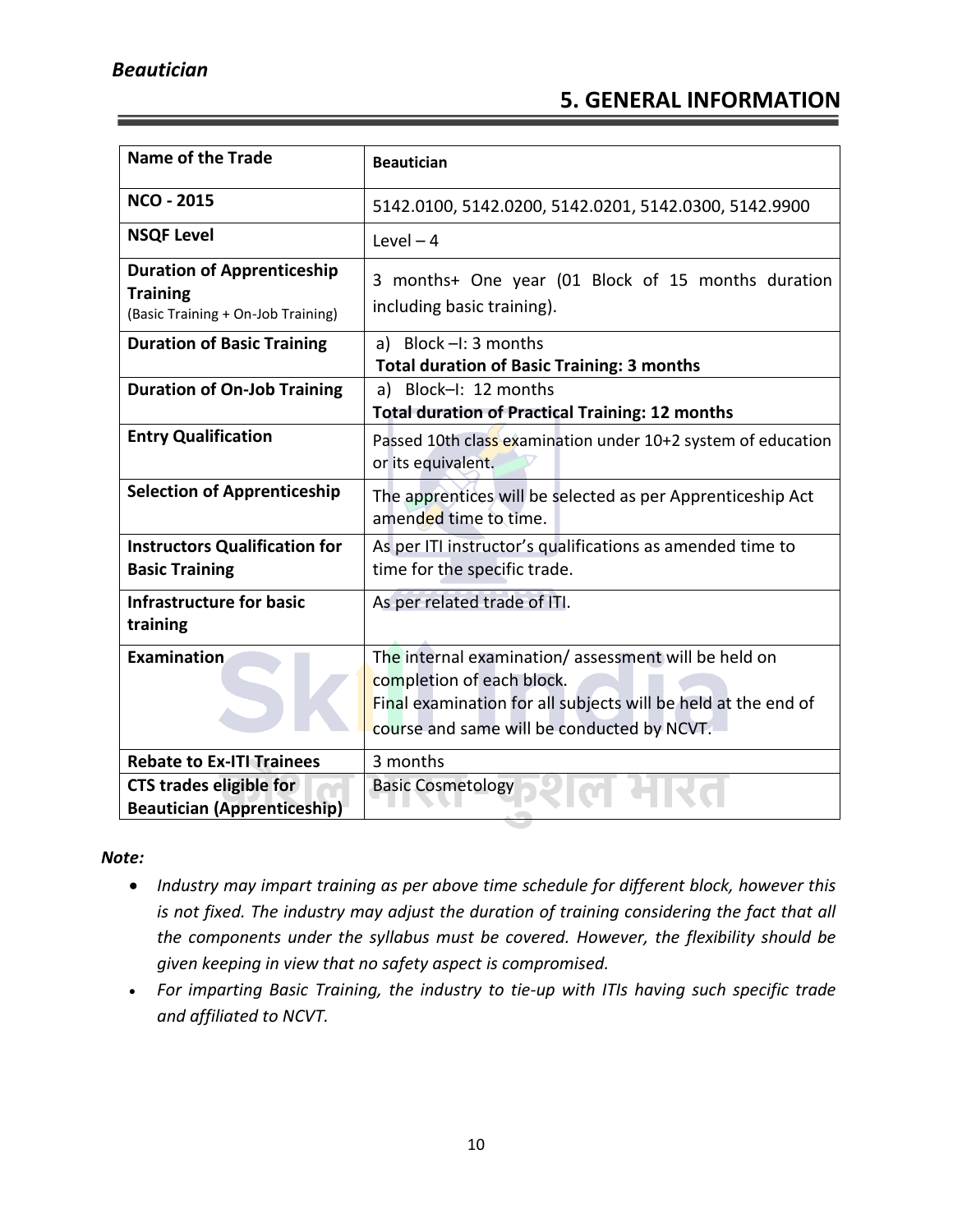## 5. GENERAL INFORMATION

| Name of the Trade | Beautician |
|---|---|
| NCO - 2015 | 5142.0100, 5142.0200, 5142.0201, 5142.0300, 5142.9900 |
| NSQF Level | Level – 4 |
| Duration of Apprenticeship Training (Basic Training + On-Job Training) | 3 months+ One year (01 Block of 15 months duration including basic training). |
| Duration of Basic Training | a) Block –I: 3 months **Total duration of Basic Training: 3 months** |
| Duration of On-Job Training | a) Block–I: 12 months **Total duration of Practical Training: 12 months** |
| Entry Qualification | Passed 10th class examination under 10+2 system of education or its equivalent. |
| Selection of Apprenticeship | The apprentices will be selected as per Apprenticeship Act amended time to time. |
| Instructors Qualification for Basic Training | As per ITI instructor's qualifications as amended time to time for the specific trade. |
| Infrastructure for basic training | As per related trade of ITI. |
| Examination | The internal examination/ assessment will be held on completion of each block. Final examination for all subjects will be held at the end of course and same will be conducted by NCVT. |
| Rebate to Ex-ITI Trainees | 3 months |
| CTS trades eligible for Beautician (Apprenticeship) | Basic Cosmetology |

***Note:***

- *Industry may impart training as per above time schedule for different block, however this is not fixed. The industry may adjust the duration of training considering the fact that all the components under the syllabus must be covered. However, the flexibility should be given keeping in view that no safety aspect is compromised.*
- *For imparting Basic Training, the industry to tie-up with ITIs having such specific trade and affiliated to NCVT.*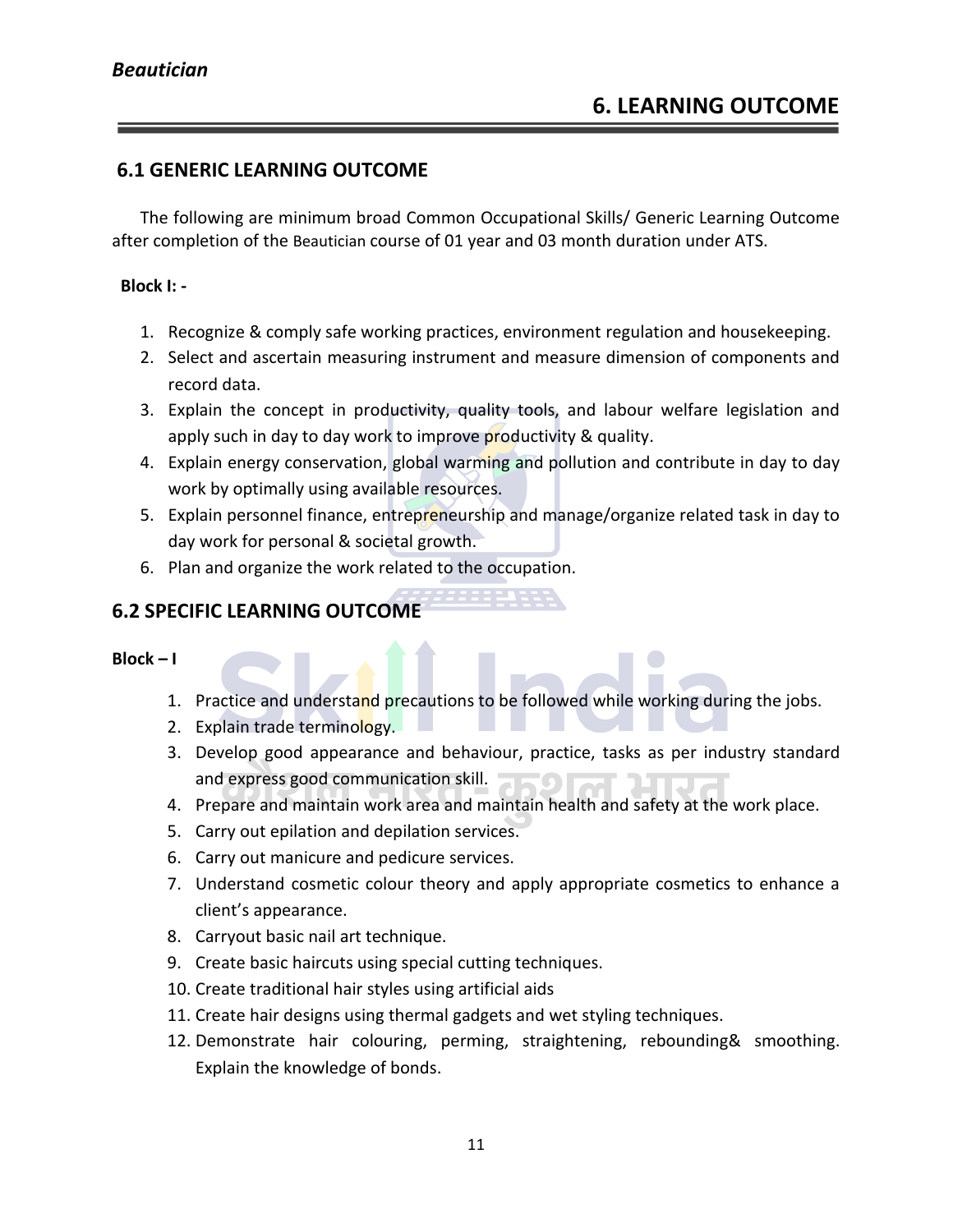# 6. LEARNING OUTCOME

## 6.1 GENERIC LEARNING OUTCOME

The following are minimum broad Common Occupational Skills/ Generic Learning Outcome after completion of the Beautician course of 01 year and 03 month duration under ATS.

**Block I: -**

1. Recognize & comply safe working practices, environment regulation and housekeeping.
2. Select and ascertain measuring instrument and measure dimension of components and record data.
3. Explain the concept in productivity, quality tools, and labour welfare legislation and apply such in day to day work to improve productivity & quality.
4. Explain energy conservation, global warming and pollution and contribute in day to day work by optimally using available resources.
5. Explain personnel finance, entrepreneurship and manage/organize related task in day to day work for personal & societal growth.
6. Plan and organize the work related to the occupation.

## 6.2 SPECIFIC LEARNING OUTCOME

**Block – I**

1. Practice and understand precautions to be followed while working during the jobs.
2. Explain trade terminology.
3. Develop good appearance and behaviour, practice, tasks as per industry standard and express good communication skill.
4. Prepare and maintain work area and maintain health and safety at the work place.
5. Carry out epilation and depilation services.
6. Carry out manicure and pedicure services.
7. Understand cosmetic colour theory and apply appropriate cosmetics to enhance a client's appearance.
8. Carryout basic nail art technique.
9. Create basic haircuts using special cutting techniques.
10. Create traditional hair styles using artificial aids
11. Create hair designs using thermal gadgets and wet styling techniques.
12. Demonstrate hair colouring, perming, straightening, rebounding& smoothing. Explain the knowledge of bonds.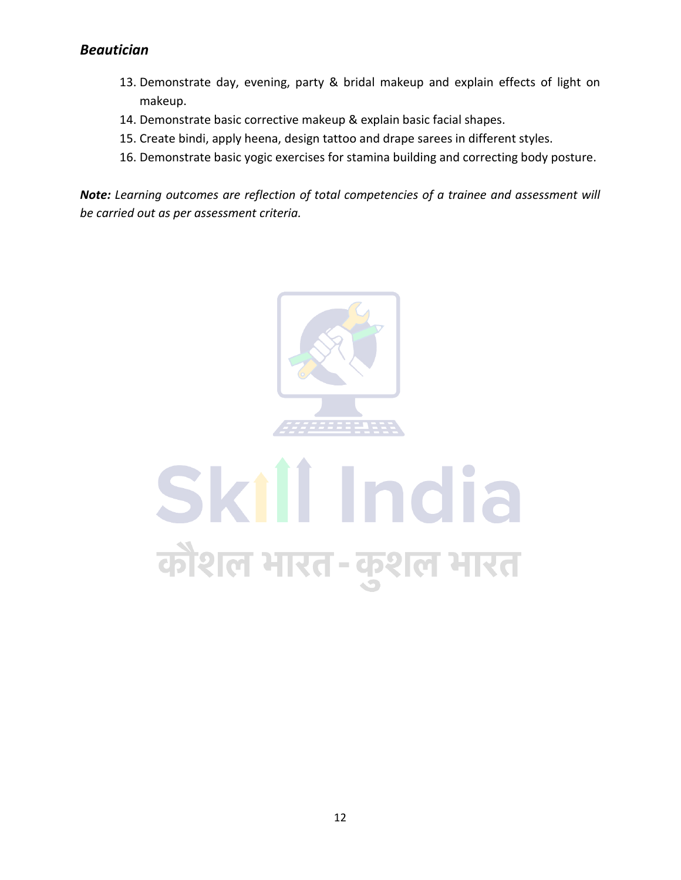13. Demonstrate day, evening, party & bridal makeup and explain effects of light on makeup.
14. Demonstrate basic corrective makeup & explain basic facial shapes.
15. Create bindi, apply heena, design tattoo and drape sarees in different styles.
16. Demonstrate basic yogic exercises for stamina building and correcting body posture.

***Note:*** *Learning outcomes are reflection of total competencies of a trainee and assessment will be carried out as per assessment criteria.*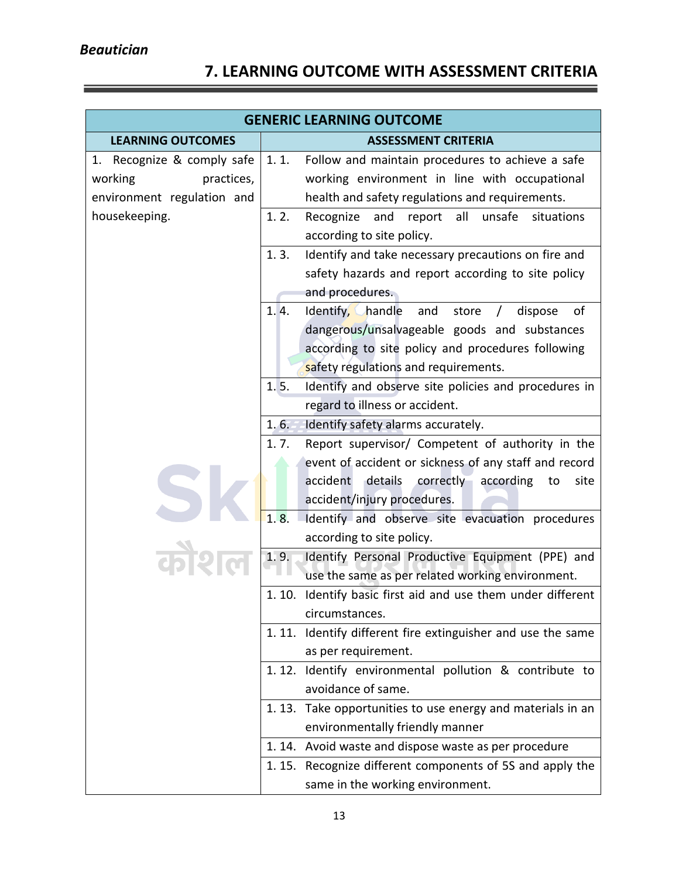## 7. LEARNING OUTCOME WITH ASSESSMENT CRITERIA

| GENERIC LEARNING OUTCOME | |
|---|---|
| **LEARNING OUTCOMES** | **ASSESSMENT CRITERIA** |
| 1. Recognize & comply safe working practices, environment regulation and housekeeping. | 1. 1. Follow and maintain procedures to achieve a safe working environment in line with occupational health and safety regulations and requirements. |
| | 1. 2. Recognize and report all unsafe situations according to site policy. |
| | 1. 3. Identify and take necessary precautions on fire and safety hazards and report according to site policy and procedures. |
| | 1. 4. Identify, handle and store / dispose of dangerous/unsalvageable goods and substances according to site policy and procedures following safety regulations and requirements. |
| | 1. 5. Identify and observe site policies and procedures in regard to illness or accident. |
| | 1. 6. Identify safety alarms accurately. |
| | 1. 7. Report supervisor/ Competent of authority in the event of accident or sickness of any staff and record accident details correctly according to site accident/injury procedures. |
| | 1. 8. Identify and observe site evacuation procedures according to site policy. |
| | 1. 9. Identify Personal Productive Equipment (PPE) and use the same as per related working environment. |
| | 1. 10. Identify basic first aid and use them under different circumstances. |
| | 1. 11. Identify different fire extinguisher and use the same as per requirement. |
| | 1. 12. Identify environmental pollution & contribute to avoidance of same. |
| | 1. 13. Take opportunities to use energy and materials in an environmentally friendly manner |
| | 1. 14. Avoid waste and dispose waste as per procedure |
| | 1. 15. Recognize different components of 5S and apply the same in the working environment. |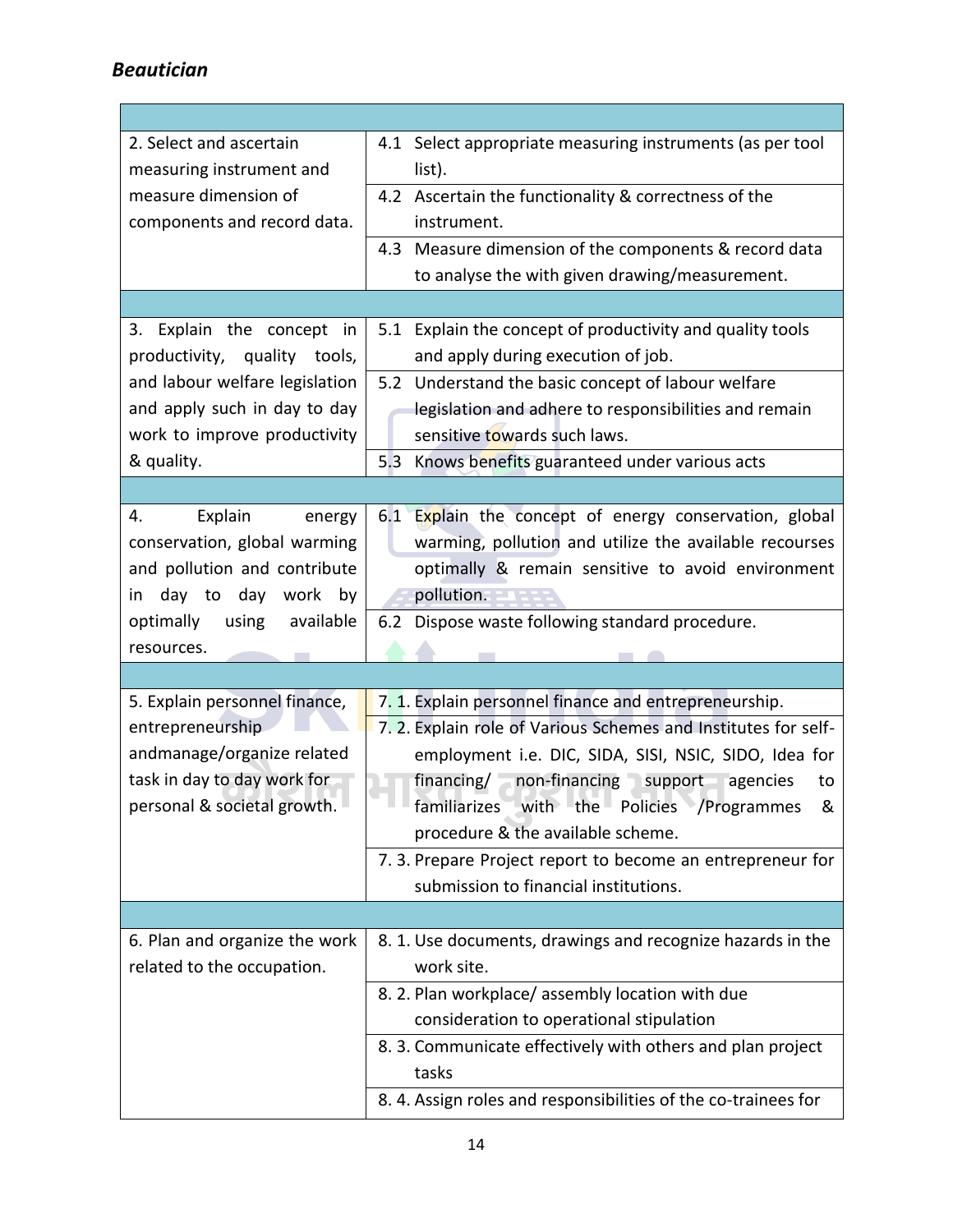*Beautician*

| | |
|---|---|
| | |
| 2. Select and ascertain measuring instrument and measure dimension of components and record data. | 4.1 Select appropriate measuring instruments (as per tool list). |
| | 4.2 Ascertain the functionality & correctness of the instrument. |
| | 4.3 Measure dimension of the components & record data to analyse the with given drawing/measurement. |
| | |
| 3. Explain the concept in productivity, quality tools, and labour welfare legislation and apply such in day to day work to improve productivity & quality. | 5.1 Explain the concept of productivity and quality tools and apply during execution of job. |
| | 5.2 Understand the basic concept of labour welfare legislation and adhere to responsibilities and remain sensitive towards such laws. |
| | 5.3 Knows benefits guaranteed under various acts |
| | |
| 4. Explain energy conservation, global warming and pollution and contribute in day to day work by optimally using available resources. | 6.1 Explain the concept of energy conservation, global warming, pollution and utilize the available recourses optimally & remain sensitive to avoid environment pollution. |
| | 6.2 Dispose waste following standard procedure. |
| | |
| 5. Explain personnel finance, entrepreneurship andmanage/organize related task in day to day work for personal & societal growth. | 7. 1. Explain personnel finance and entrepreneurship. |
| | 7. 2. Explain role of Various Schemes and Institutes for self-employment i.e. DIC, SIDA, SISI, NSIC, SIDO, Idea for financing/ non-financing support agencies to familiarizes with the Policies /Programmes & procedure & the available scheme. |
| | 7. 3. Prepare Project report to become an entrepreneur for submission to financial institutions. |
| | |
| 6. Plan and organize the work related to the occupation. | 8. 1. Use documents, drawings and recognize hazards in the work site. |
| | 8. 2. Plan workplace/ assembly location with due consideration to operational stipulation |
| | 8. 3. Communicate effectively with others and plan project tasks |
| | 8. 4. Assign roles and responsibilities of the co-trainees for |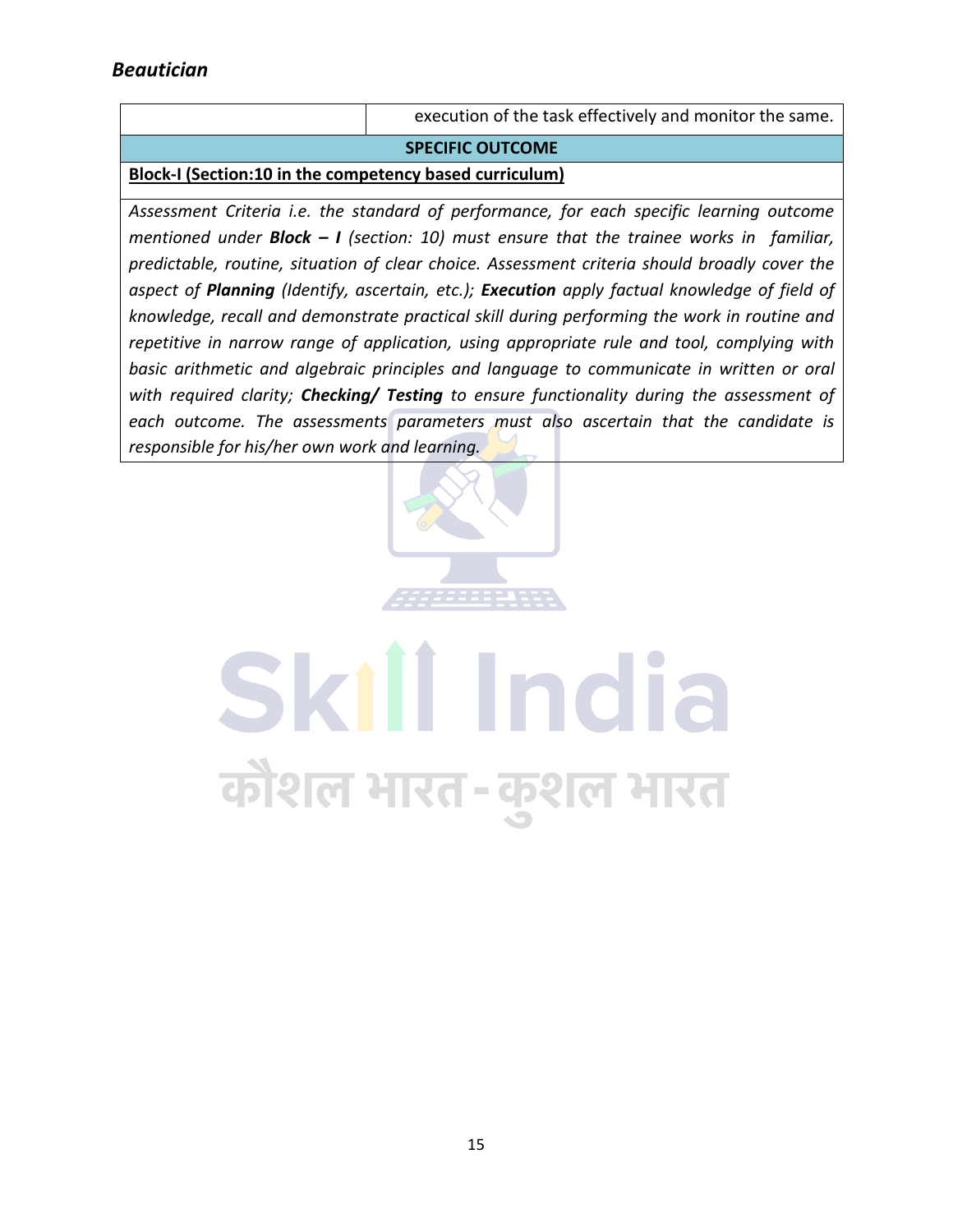| | execution of the task effectively and monitor the same. |
|---|---|

**SPECIFIC OUTCOME**

**Block-I (Section:10 in the competency based curriculum)**

*Assessment Criteria i.e. the standard of performance, for each specific learning outcome mentioned under **Block – I** (section: 10) must ensure that the trainee works in familiar, predictable, routine, situation of clear choice. Assessment criteria should broadly cover the aspect of **Planning** (Identify, ascertain, etc.); **Execution** apply factual knowledge of field of knowledge, recall and demonstrate practical skill during performing the work in routine and repetitive in narrow range of application, using appropriate rule and tool, complying with basic arithmetic and algebraic principles and language to communicate in written or oral with required clarity; **Checking/ Testing** to ensure functionality during the assessment of each outcome. The assessments parameters must also ascertain that the candidate is responsible for his/her own work and learning.*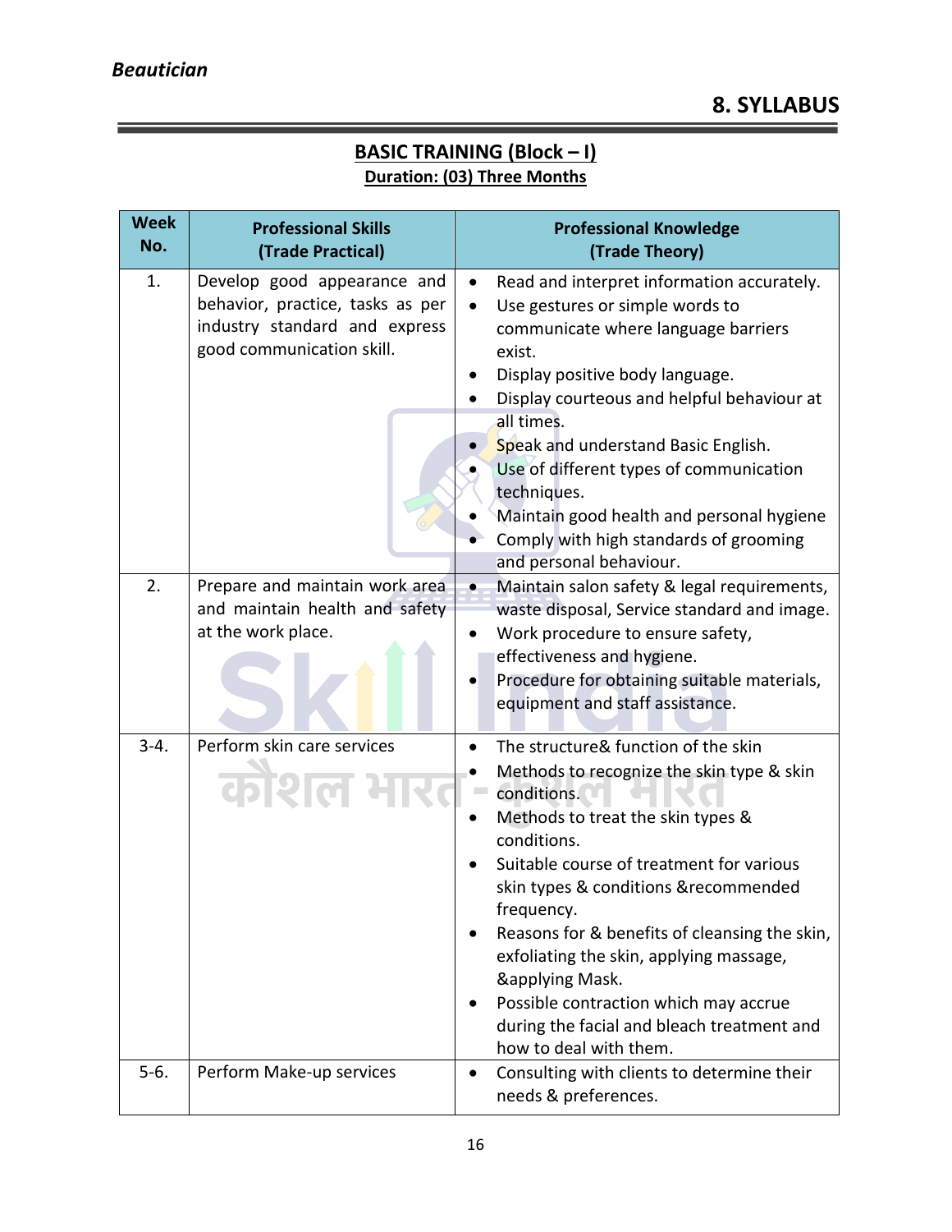## 8. SYLLABUS

### BASIC TRAINING (Block – I)

**Duration: (03) Three Months**

| Week No. | Professional Skills (Trade Practical) | Professional Knowledge (Trade Theory) |
|---|---|---|
| 1. | Develop good appearance and behavior, practice, tasks as per industry standard and express good communication skill. | • Read and interpret information accurately.<br>• Use gestures or simple words to communicate where language barriers exist.<br>• Display positive body language.<br>• Display courteous and helpful behaviour at all times.<br>• Speak and understand Basic English.<br>• Use of different types of communication techniques.<br>• Maintain good health and personal hygiene<br>• Comply with high standards of grooming and personal behaviour. |
| 2. | Prepare and maintain work area and maintain health and safety at the work place. | • Maintain salon safety & legal requirements, waste disposal, Service standard and image.<br>• Work procedure to ensure safety, effectiveness and hygiene.<br>• Procedure for obtaining suitable materials, equipment and staff assistance. |
| 3-4. | Perform skin care services | • The structure& function of the skin<br>• Methods to recognize the skin type & skin conditions.<br>• Methods to treat the skin types & conditions.<br>• Suitable course of treatment for various skin types & conditions &recommended frequency.<br>• Reasons for & benefits of cleansing the skin, exfoliating the skin, applying massage, &applying Mask.<br>• Possible contraction which may accrue during the facial and bleach treatment and how to deal with them. |
| 5-6. | Perform Make-up services | • Consulting with clients to determine their needs & preferences. |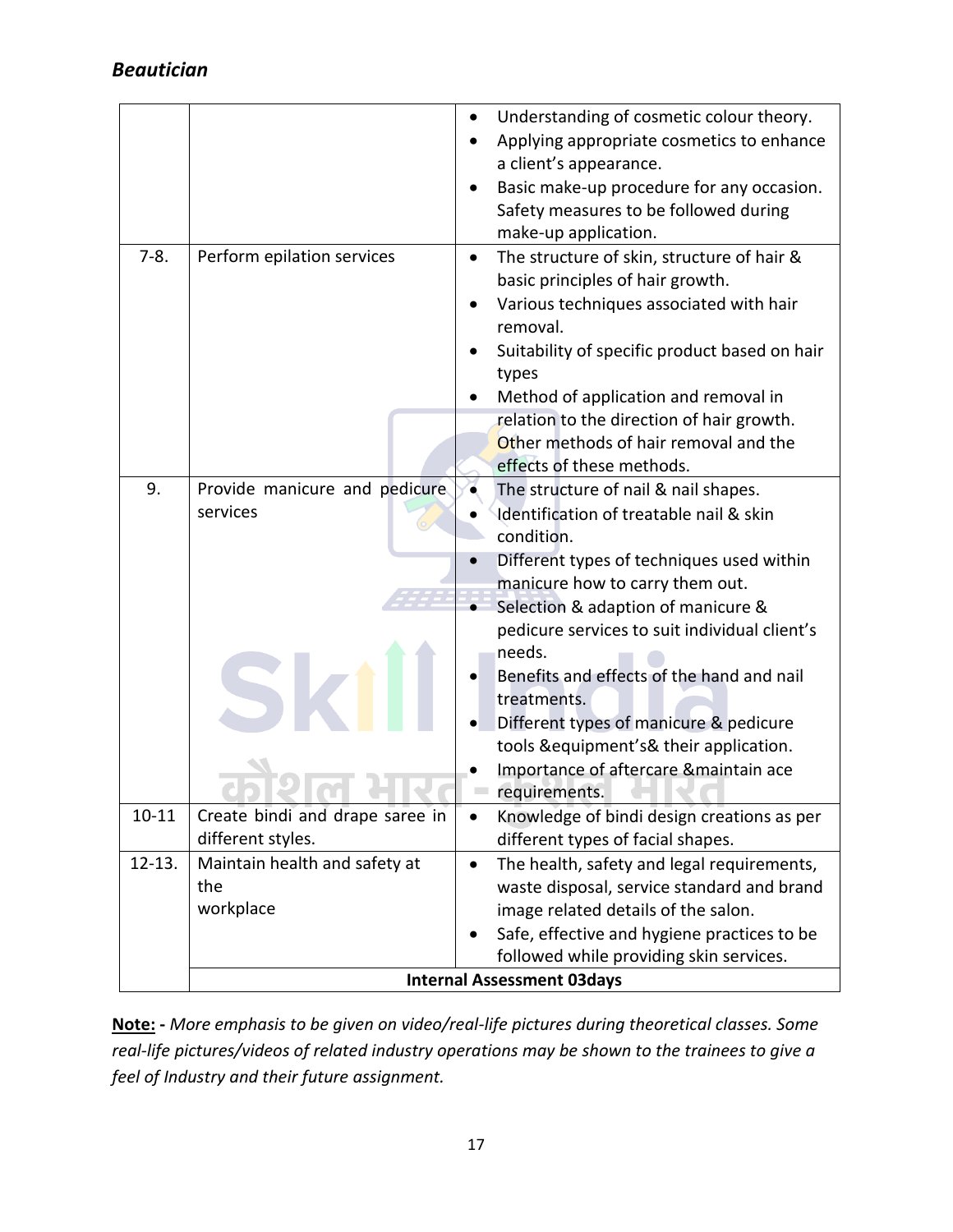| | | |
|---|---|---|
| | | • Understanding of cosmetic colour theory.<br>• Applying appropriate cosmetics to enhance a client's appearance.<br>• Basic make-up procedure for any occasion. Safety measures to be followed during make-up application. |
| 7-8. | Perform epilation services | • The structure of skin, structure of hair & basic principles of hair growth.<br>• Various techniques associated with hair removal.<br>• Suitability of specific product based on hair types<br>• Method of application and removal in relation to the direction of hair growth. Other methods of hair removal and the effects of these methods. |
| 9. | Provide manicure and pedicure services | • The structure of nail & nail shapes.<br>• Identification of treatable nail & skin condition.<br>• Different types of techniques used within manicure how to carry them out.<br>• Selection & adaption of manicure & pedicure services to suit individual client's needs.<br>• Benefits and effects of the hand and nail treatments.<br>• Different types of manicure & pedicure tools &equipment's& their application.<br>• Importance of aftercare &maintain ace requirements. |
| 10-11 | Create bindi and drape saree in different styles. | • Knowledge of bindi design creations as per different types of facial shapes. |
| 12-13. | Maintain health and safety at the workplace | • The health, safety and legal requirements, waste disposal, service standard and brand image related details of the salon.<br>• Safe, effective and hygiene practices to be followed while providing skin services. |
| | **Internal Assessment 03days** | |

**Note: -** *More emphasis to be given on video/real-life pictures during theoretical classes. Some real-life pictures/videos of related industry operations may be shown to the trainees to give a feel of Industry and their future assignment.*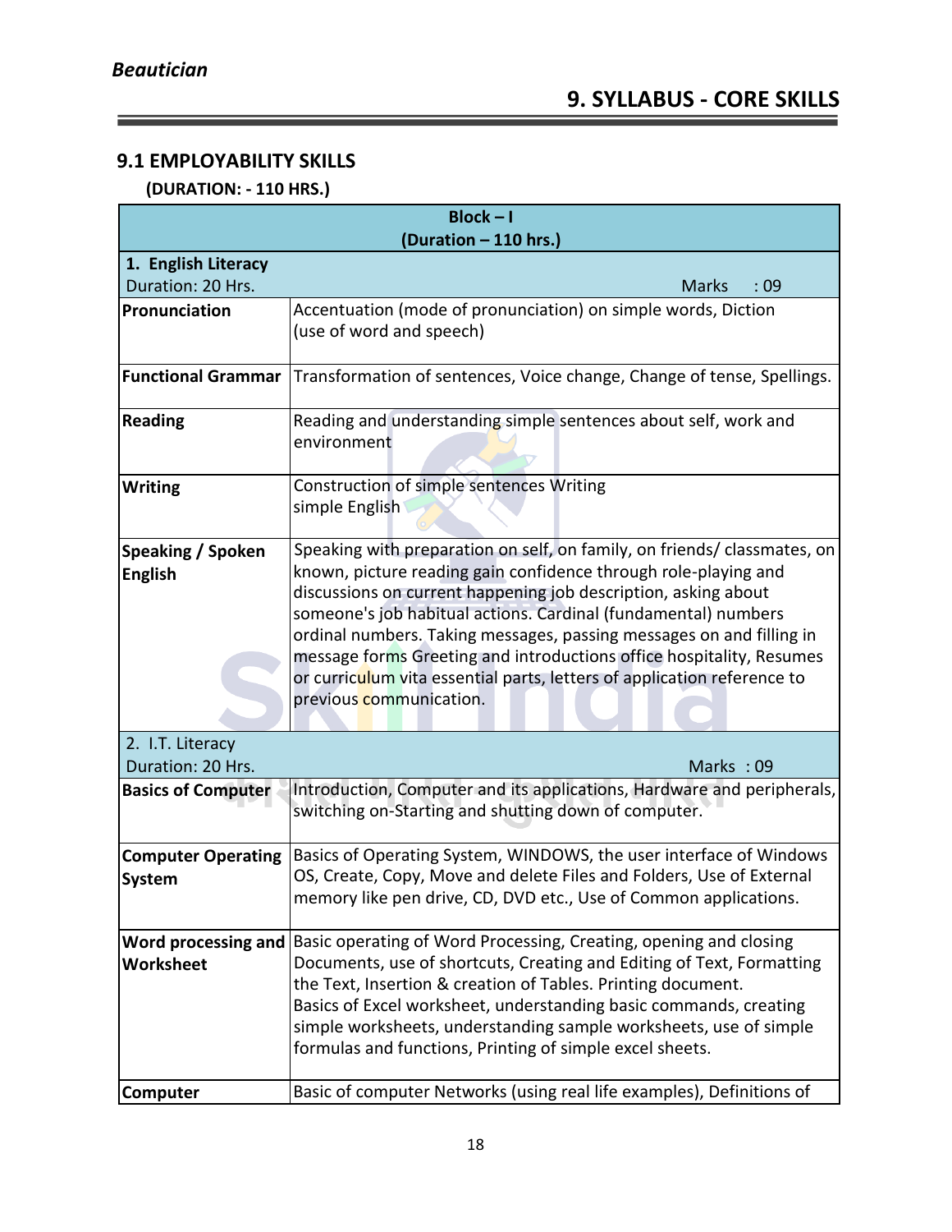## 9. SYLLABUS - CORE SKILLS

### 9.1 EMPLOYABILITY SKILLS

**(DURATION: - 110 HRS.)**

| **Block – I (Duration – 110 hrs.)** | |
|---|---|
| **1. English Literacy** Duration: 20 Hrs. | Marks : 09 |
| **Pronunciation** | Accentuation (mode of pronunciation) on simple words, Diction (use of word and speech) |
| **Functional Grammar** | Transformation of sentences, Voice change, Change of tense, Spellings. |
| **Reading** | Reading and understanding simple sentences about self, work and environment |
| **Writing** | Construction of simple sentences Writing simple English |
| **Speaking / Spoken English** | Speaking with preparation on self, on family, on friends/ classmates, on known, picture reading gain confidence through role-playing and discussions on current happening job description, asking about someone's job habitual actions. Cardinal (fundamental) numbers ordinal numbers. Taking messages, passing messages on and filling in message forms Greeting and introductions office hospitality, Resumes or curriculum vita essential parts, letters of application reference to previous communication. |
| 2. I.T. Literacy Duration: 20 Hrs. | Marks : 09 |
| **Basics of Computer** | Introduction, Computer and its applications, Hardware and peripherals, switching on-Starting and shutting down of computer. |
| **Computer Operating System** | Basics of Operating System, WINDOWS, the user interface of Windows OS, Create, Copy, Move and delete Files and Folders, Use of External memory like pen drive, CD, DVD etc., Use of Common applications. |
| **Word processing and Worksheet** | Basic operating of Word Processing, Creating, opening and closing Documents, use of shortcuts, Creating and Editing of Text, Formatting the Text, Insertion & creation of Tables. Printing document. Basics of Excel worksheet, understanding basic commands, creating simple worksheets, understanding sample worksheets, use of simple formulas and functions, Printing of simple excel sheets. |
| **Computer** | Basic of computer Networks (using real life examples), Definitions of |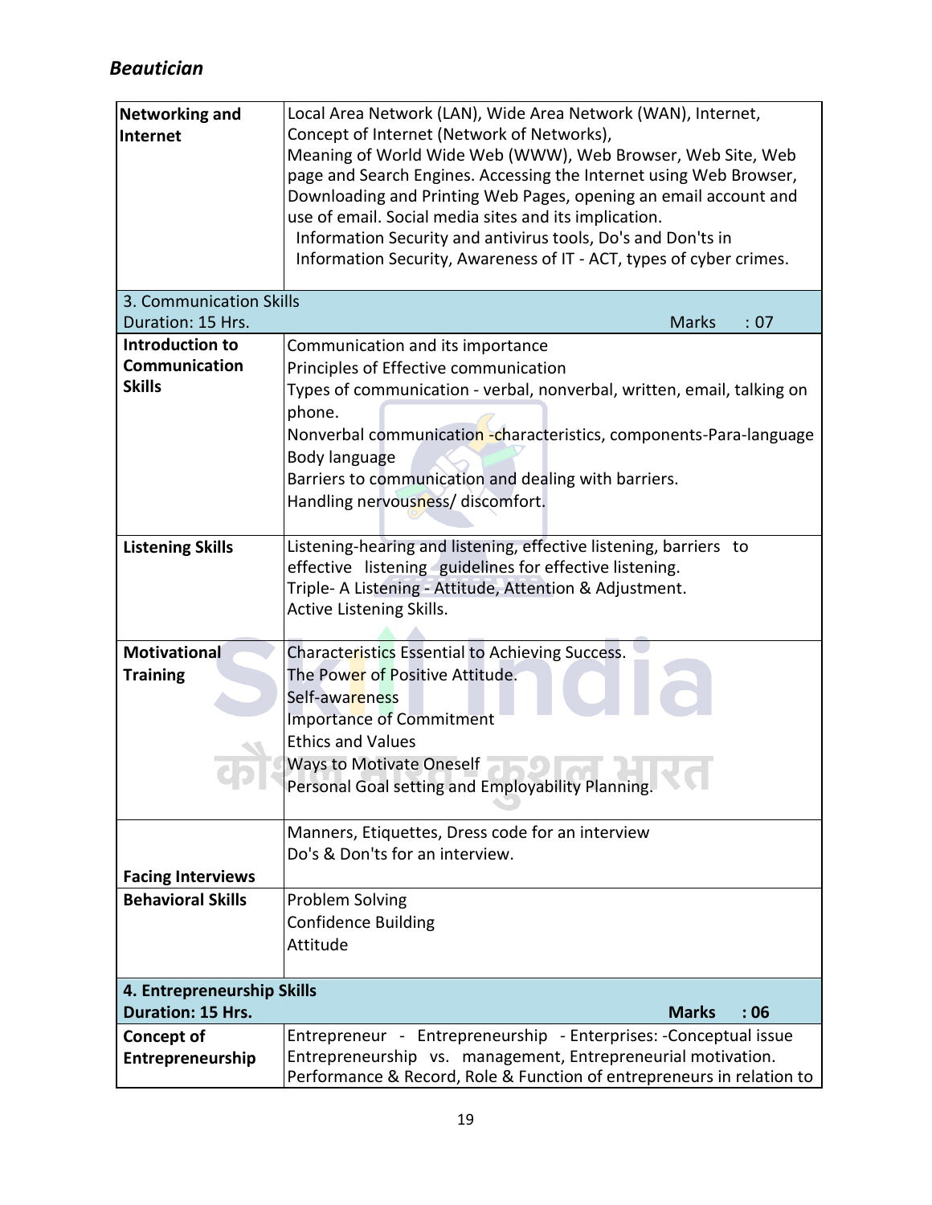| | |
|---|---|
| **Networking and Internet** | Local Area Network (LAN), Wide Area Network (WAN), Internet, Concept of Internet (Network of Networks),<br>Meaning of World Wide Web (WWW), Web Browser, Web Site, Web page and Search Engines. Accessing the Internet using Web Browser, Downloading and Printing Web Pages, opening an email account and use of email. Social media sites and its implication.<br>Information Security and antivirus tools, Do's and Don'ts in Information Security, Awareness of IT - ACT, types of cyber crimes. |
| **3. Communication Skills**<br>Duration: 15 Hrs. | Marks : 07 |
| **Introduction to Communication Skills** | Communication and its importance<br>Principles of Effective communication<br>Types of communication - verbal, nonverbal, written, email, talking on phone.<br>Nonverbal communication -characteristics, components-Para-language Body language<br>Barriers to communication and dealing with barriers.<br>Handling nervousness/ discomfort. |
| **Listening Skills** | Listening-hearing and listening, effective listening, barriers to effective listening guidelines for effective listening.<br>Triple- A Listening - Attitude, Attention & Adjustment.<br>Active Listening Skills. |
| **Motivational Training** | Characteristics Essential to Achieving Success.<br>The Power of Positive Attitude.<br>Self-awareness<br>Importance of Commitment<br>Ethics and Values<br>Ways to Motivate Oneself<br>Personal Goal setting and Employability Planning. |
| **Facing Interviews** | Manners, Etiquettes, Dress code for an interview<br>Do's & Don'ts for an interview. |
| **Behavioral Skills** | Problem Solving<br>Confidence Building<br>Attitude |
| **4. Entrepreneurship Skills**<br>**Duration: 15 Hrs.** | **Marks : 06** |
| **Concept of Entrepreneurship** | Entrepreneur - Entrepreneurship - Enterprises: -Conceptual issue Entrepreneurship vs. management, Entrepreneurial motivation. Performance & Record, Role & Function of entrepreneurs in relation to |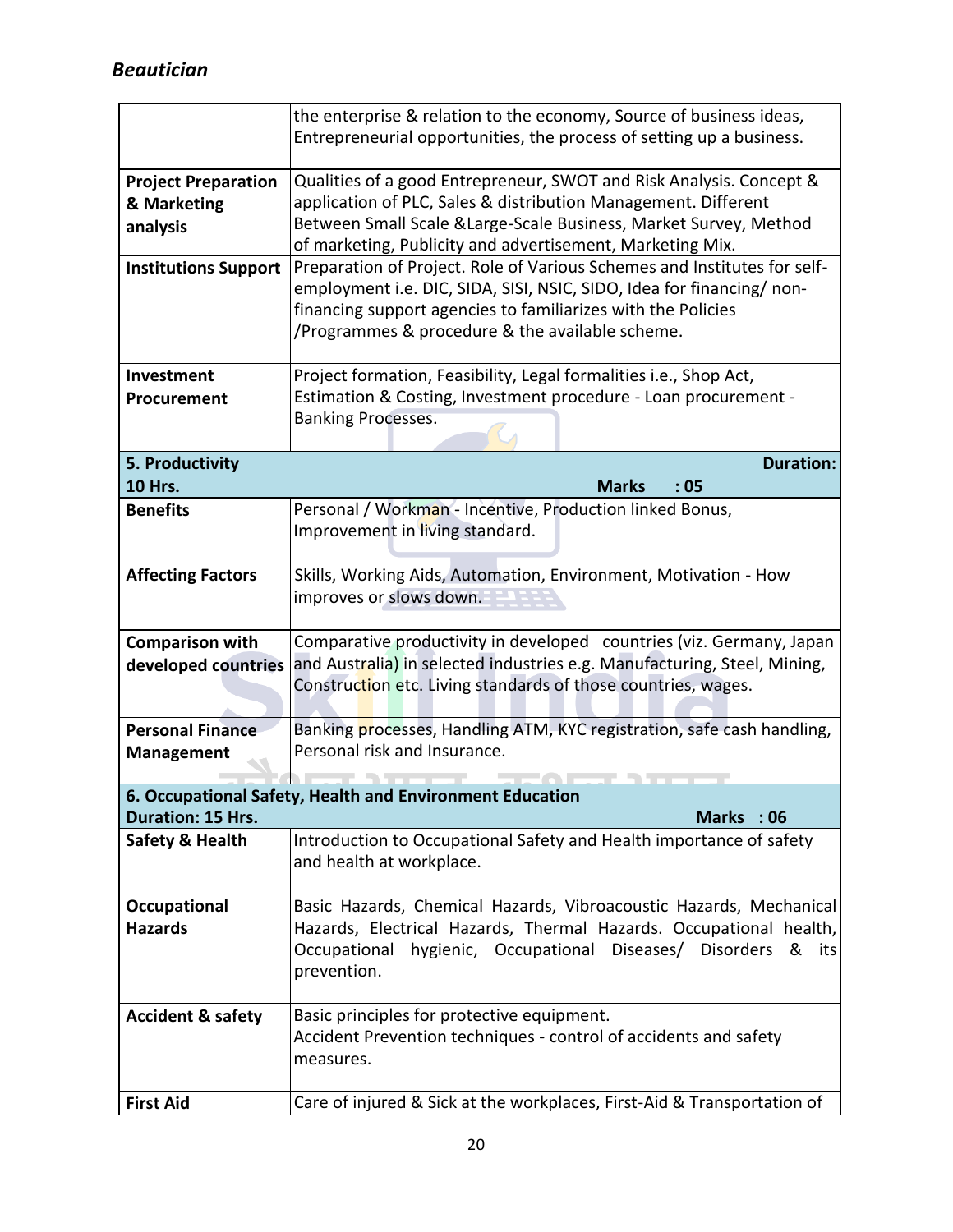| | |
|---|---|
| | the enterprise & relation to the economy, Source of business ideas, Entrepreneurial opportunities, the process of setting up a business. |
| **Project Preparation & Marketing analysis** | Qualities of a good Entrepreneur, SWOT and Risk Analysis. Concept & application of PLC, Sales & distribution Management. Different Between Small Scale &Large-Scale Business, Market Survey, Method of marketing, Publicity and advertisement, Marketing Mix. |
| **Institutions Support** | Preparation of Project. Role of Various Schemes and Institutes for self-employment i.e. DIC, SIDA, SISI, NSIC, SIDO, Idea for financing/ non-financing support agencies to familiarizes with the Policies /Programmes & procedure & the available scheme. |
| **Investment Procurement** | Project formation, Feasibility, Legal formalities i.e., Shop Act, Estimation & Costing, Investment procedure - Loan procurement - Banking Processes. |
| **5. Productivity Duration: 10 Hrs.** | **Marks : 05** |
| **Benefits** | Personal / Workman - Incentive, Production linked Bonus, Improvement in living standard. |
| **Affecting Factors** | Skills, Working Aids, Automation, Environment, Motivation - How improves or slows down. |
| **Comparison with developed countries** | Comparative productivity in developed countries (viz. Germany, Japan and Australia) in selected industries e.g. Manufacturing, Steel, Mining, Construction etc. Living standards of those countries, wages. |
| **Personal Finance Management** | Banking processes, Handling ATM, KYC registration, safe cash handling, Personal risk and Insurance. |
| **6. Occupational Safety, Health and Environment Education Duration: 15 Hrs.** | **Marks : 06** |
| **Safety & Health** | Introduction to Occupational Safety and Health importance of safety and health at workplace. |
| **Occupational Hazards** | Basic Hazards, Chemical Hazards, Vibroacoustic Hazards, Mechanical Hazards, Electrical Hazards, Thermal Hazards. Occupational health, Occupational hygienic, Occupational Diseases/ Disorders & its prevention. |
| **Accident & safety** | Basic principles for protective equipment. Accident Prevention techniques - control of accidents and safety measures. |
| **First Aid** | Care of injured & Sick at the workplaces, First-Aid & Transportation of |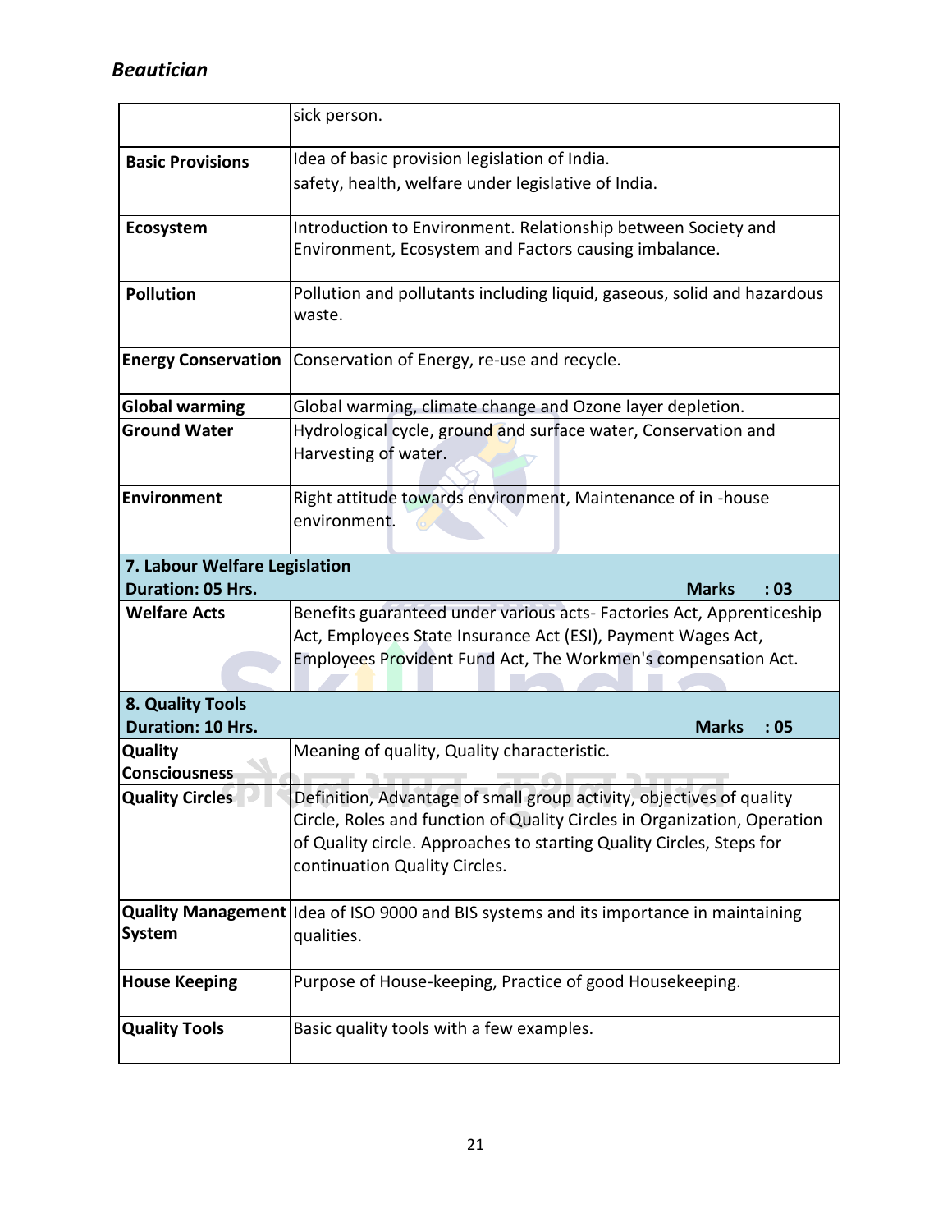| | |
|---|---|
| | sick person. |
| **Basic Provisions** | Idea of basic provision legislation of India.<br>safety, health, welfare under legislative of India. |
| **Ecosystem** | Introduction to Environment. Relationship between Society and Environment, Ecosystem and Factors causing imbalance. |
| **Pollution** | Pollution and pollutants including liquid, gaseous, solid and hazardous waste. |
| **Energy Conservation** | Conservation of Energy, re-use and recycle. |
| **Global warming** | Global warming, climate change and Ozone layer depletion. |
| **Ground Water** | Hydrological cycle, ground and surface water, Conservation and Harvesting of water. |
| **Environment** | Right attitude towards environment, Maintenance of in -house environment. |
| **7. Labour Welfare Legislation**<br>**Duration: 05 Hrs.** | **Marks : 03** |
| **Welfare Acts** | Benefits guaranteed under various acts- Factories Act, Apprenticeship Act, Employees State Insurance Act (ESI), Payment Wages Act, Employees Provident Fund Act, The Workmen's compensation Act. |
| **8. Quality Tools**<br>**Duration: 10 Hrs.** | **Marks : 05** |
| **Quality Consciousness** | Meaning of quality, Quality characteristic. |
| **Quality Circles** | Definition, Advantage of small group activity, objectives of quality Circle, Roles and function of Quality Circles in Organization, Operation of Quality circle. Approaches to starting Quality Circles, Steps for continuation Quality Circles. |
| **Quality Management System** | Idea of ISO 9000 and BIS systems and its importance in maintaining qualities. |
| **House Keeping** | Purpose of House-keeping, Practice of good Housekeeping. |
| **Quality Tools** | Basic quality tools with a few examples. |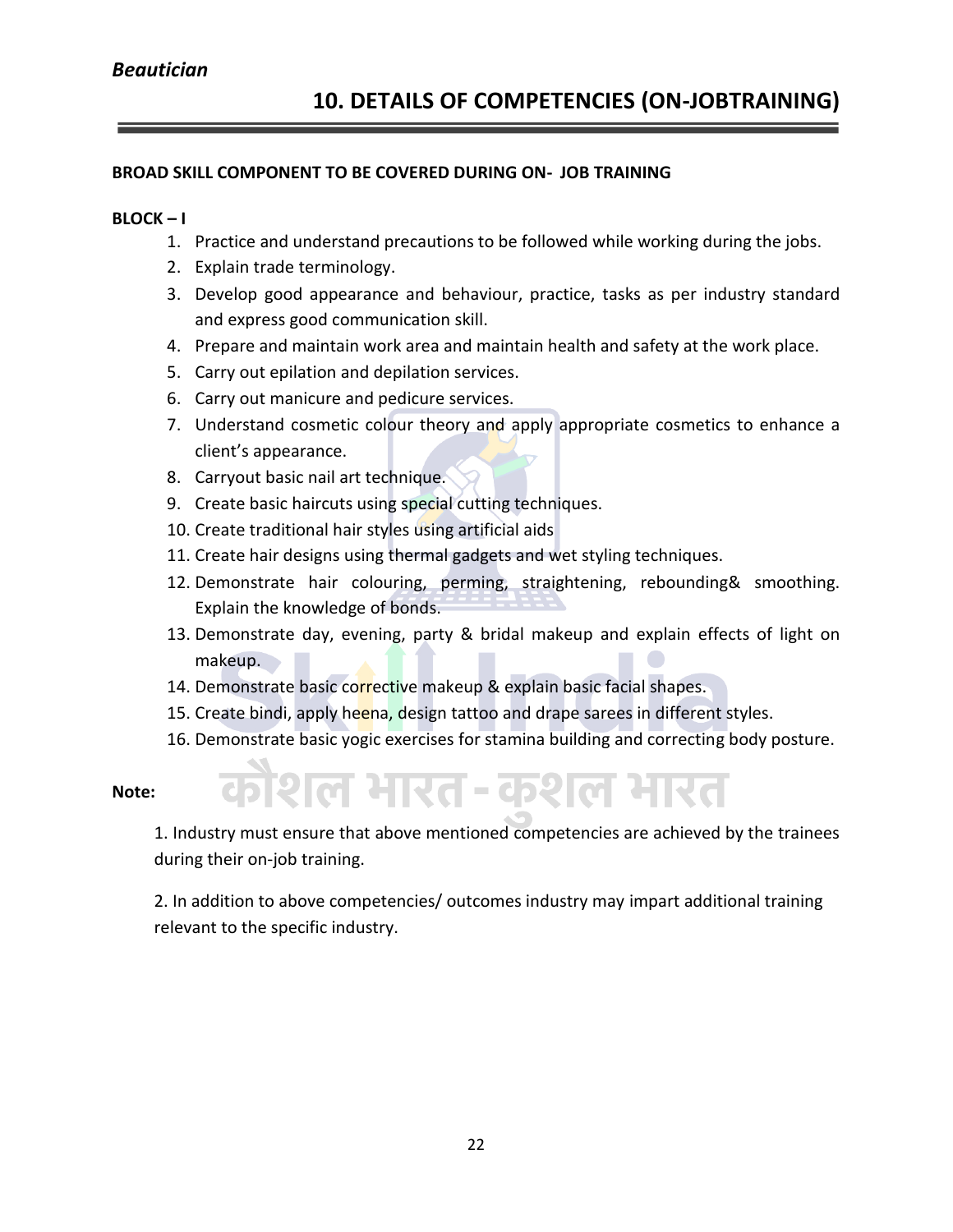# 10. DETAILS OF COMPETENCIES (ON-JOBTRAINING)

**BROAD SKILL COMPONENT TO BE COVERED DURING ON- JOB TRAINING**

**BLOCK – I**

1. Practice and understand precautions to be followed while working during the jobs.
2. Explain trade terminology.
3. Develop good appearance and behaviour, practice, tasks as per industry standard and express good communication skill.
4. Prepare and maintain work area and maintain health and safety at the work place.
5. Carry out epilation and depilation services.
6. Carry out manicure and pedicure services.
7. Understand cosmetic colour theory and apply appropriate cosmetics to enhance a client's appearance.
8. Carryout basic nail art technique.
9. Create basic haircuts using special cutting techniques.
10. Create traditional hair styles using artificial aids
11. Create hair designs using thermal gadgets and wet styling techniques.
12. Demonstrate hair colouring, perming, straightening, rebounding& smoothing. Explain the knowledge of bonds.
13. Demonstrate day, evening, party & bridal makeup and explain effects of light on makeup.
14. Demonstrate basic corrective makeup & explain basic facial shapes.
15. Create bindi, apply heena, design tattoo and drape sarees in different styles.
16. Demonstrate basic yogic exercises for stamina building and correcting body posture.

**Note:**

1. Industry must ensure that above mentioned competencies are achieved by the trainees during their on-job training.

2. In addition to above competencies/ outcomes industry may impart additional training relevant to the specific industry.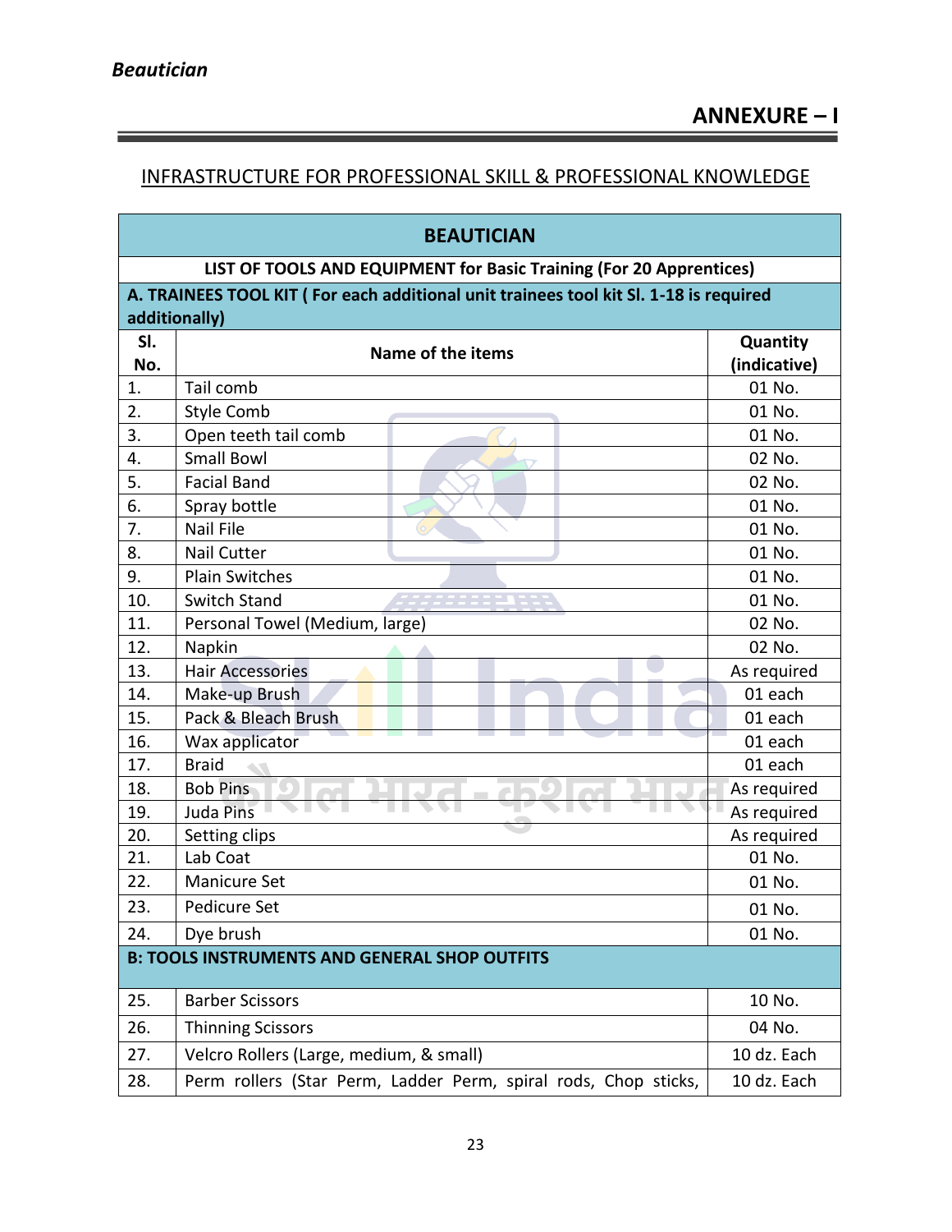# ANNEXURE – I

## INFRASTRUCTURE FOR PROFESSIONAL SKILL & PROFESSIONAL KNOWLEDGE

| **BEAUTICIAN** | | |
|---|---|---|
| **LIST OF TOOLS AND EQUIPMENT for Basic Training (For 20 Apprentices)** | | |
| **A. TRAINEES TOOL KIT ( For each additional unit trainees tool kit Sl. 1-18 is required additionally)** | | |
| **Sl. No.** | **Name of the items** | **Quantity (indicative)** |
| 1. | Tail comb | 01 No. |
| 2. | Style Comb | 01 No. |
| 3. | Open teeth tail comb | 01 No. |
| 4. | Small Bowl | 02 No. |
| 5. | Facial Band | 02 No. |
| 6. | Spray bottle | 01 No. |
| 7. | Nail File | 01 No. |
| 8. | Nail Cutter | 01 No. |
| 9. | Plain Switches | 01 No. |
| 10. | Switch Stand | 01 No. |
| 11. | Personal Towel (Medium, large) | 02 No. |
| 12. | Napkin | 02 No. |
| 13. | Hair Accessories | As required |
| 14. | Make-up Brush | 01 each |
| 15. | Pack & Bleach Brush | 01 each |
| 16. | Wax applicator | 01 each |
| 17. | Braid | 01 each |
| 18. | Bob Pins | As required |
| 19. | Juda Pins | As required |
| 20. | Setting clips | As required |
| 21. | Lab Coat | 01 No. |
| 22. | Manicure Set | 01 No. |
| 23. | Pedicure Set | 01 No. |
| 24. | Dye brush | 01 No. |
| **B: TOOLS INSTRUMENTS AND GENERAL SHOP OUTFITS** | | |
| 25. | Barber Scissors | 10 No. |
| 26. | Thinning Scissors | 04 No. |
| 27. | Velcro Rollers (Large, medium, & small) | 10 dz. Each |
| 28. | Perm rollers (Star Perm, Ladder Perm, spiral rods, Chop sticks, | 10 dz. Each |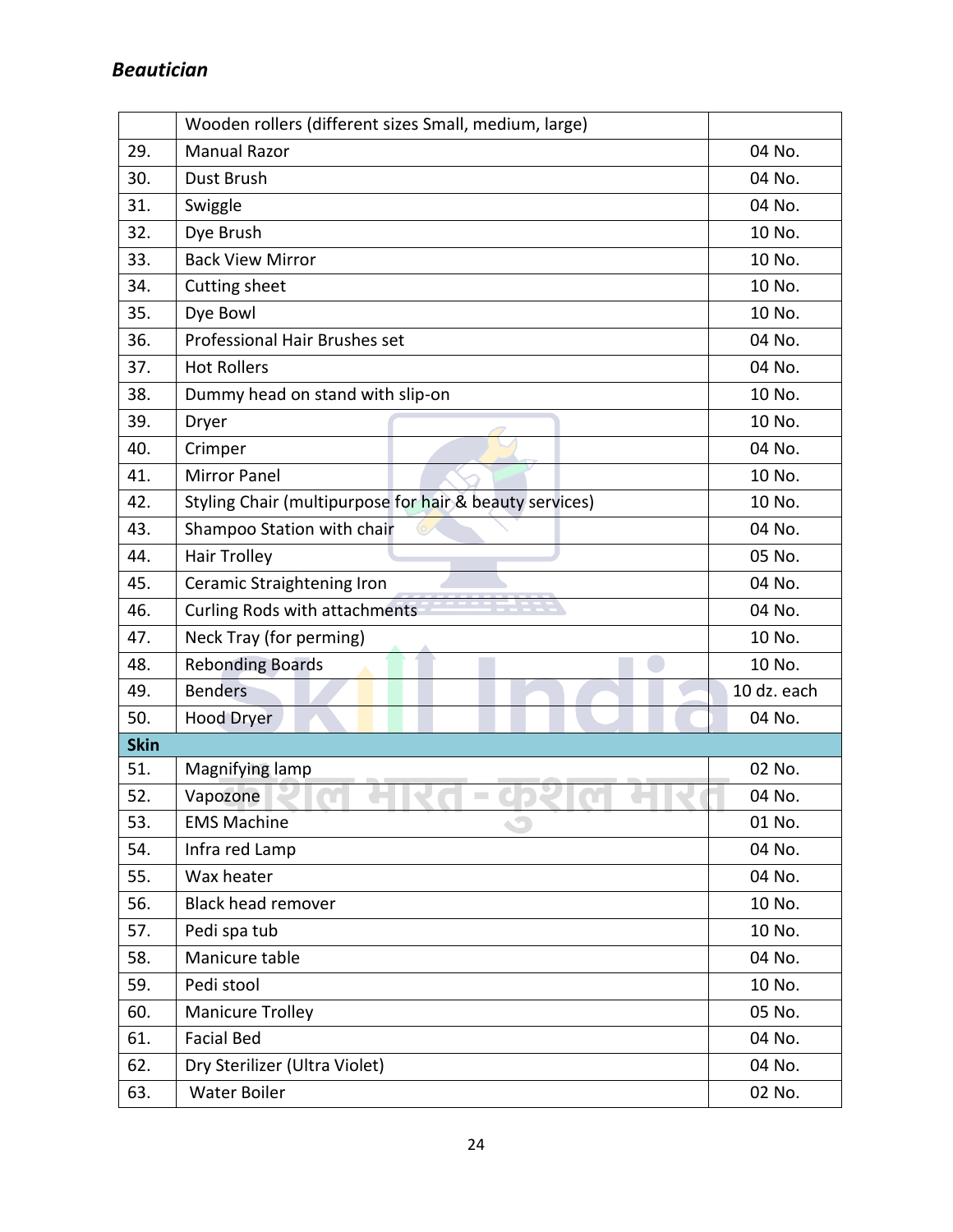| | | |
|---|---|---|
| | Wooden rollers (different sizes Small, medium, large) | |
| 29. | Manual Razor | 04 No. |
| 30. | Dust Brush | 04 No. |
| 31. | Swiggle | 04 No. |
| 32. | Dye Brush | 10 No. |
| 33. | Back View Mirror | 10 No. |
| 34. | Cutting sheet | 10 No. |
| 35. | Dye Bowl | 10 No. |
| 36. | Professional Hair Brushes set | 04 No. |
| 37. | Hot Rollers | 04 No. |
| 38. | Dummy head on stand with slip-on | 10 No. |
| 39. | Dryer | 10 No. |
| 40. | Crimper | 04 No. |
| 41. | Mirror Panel | 10 No. |
| 42. | Styling Chair (multipurpose for hair & beauty services) | 10 No. |
| 43. | Shampoo Station with chair | 04 No. |
| 44. | Hair Trolley | 05 No. |
| 45. | Ceramic Straightening Iron | 04 No. |
| 46. | Curling Rods with attachments | 04 No. |
| 47. | Neck Tray (for perming) | 10 No. |
| 48. | Rebonding Boards | 10 No. |
| 49. | Benders | 10 dz. each |
| 50. | Hood Dryer | 04 No. |
| **Skin** | | |
| 51. | Magnifying lamp | 02 No. |
| 52. | Vapozone | 04 No. |
| 53. | EMS Machine | 01 No. |
| 54. | Infra red Lamp | 04 No. |
| 55. | Wax heater | 04 No. |
| 56. | Black head remover | 10 No. |
| 57. | Pedi spa tub | 10 No. |
| 58. | Manicure table | 04 No. |
| 59. | Pedi stool | 10 No. |
| 60. | Manicure Trolley | 05 No. |
| 61. | Facial Bed | 04 No. |
| 62. | Dry Sterilizer (Ultra Violet) | 04 No. |
| 63. | Water Boiler | 02 No. |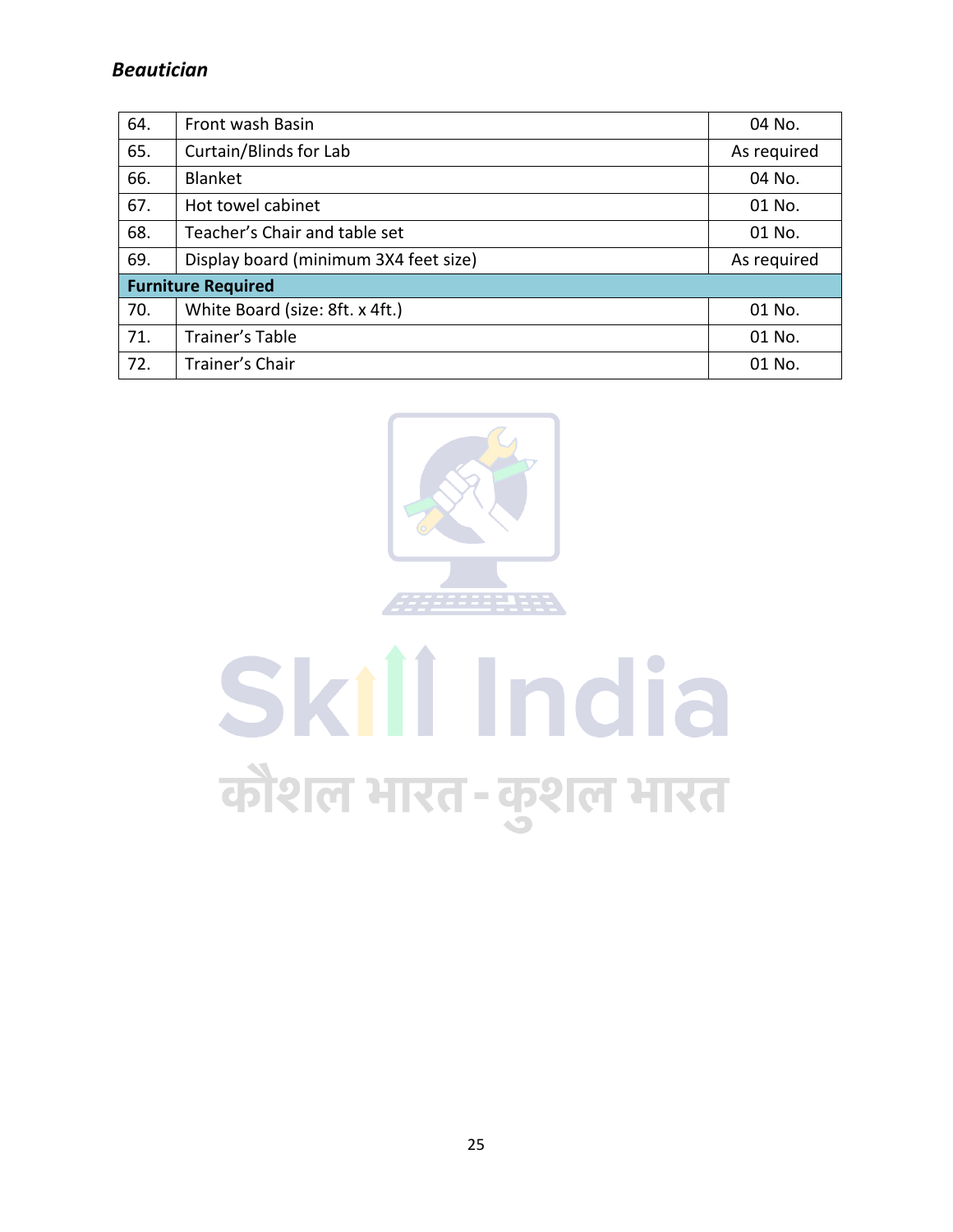| | | |
|---|---|---|
| 64. | Front wash Basin | 04 No. |
| 65. | Curtain/Blinds for Lab | As required |
| 66. | Blanket | 04 No. |
| 67. | Hot towel cabinet | 01 No. |
| 68. | Teacher's Chair and table set | 01 No. |
| 69. | Display board (minimum 3X4 feet size) | As required |
| **Furniture Required** | | |
| 70. | White Board (size: 8ft. x 4ft.) | 01 No. |
| 71. | Trainer's Table | 01 No. |
| 72. | Trainer's Chair | 01 No. |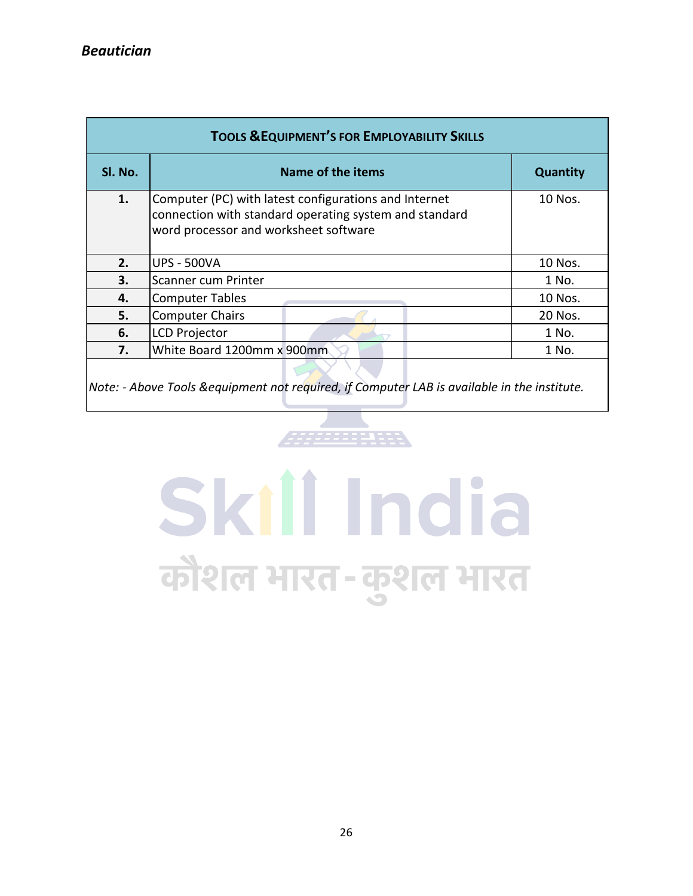| TOOLS & EQUIPMENT'S FOR EMPLOYABILITY SKILLS | | |
|---|---|---|
| **Sl. No.** | **Name of the items** | **Quantity** |
| **1.** | Computer (PC) with latest configurations and Internet connection with standard operating system and standard word processor and worksheet software | 10 Nos. |
| **2.** | UPS - 500VA | 10 Nos. |
| **3.** | Scanner cum Printer | 1 No. |
| **4.** | Computer Tables | 10 Nos. |
| **5.** | Computer Chairs | 20 Nos. |
| **6.** | LCD Projector | 1 No. |
| **7.** | White Board 1200mm x 900mm | 1 No. |

*Note: - Above Tools &equipment not required, if Computer LAB is available in the institute.*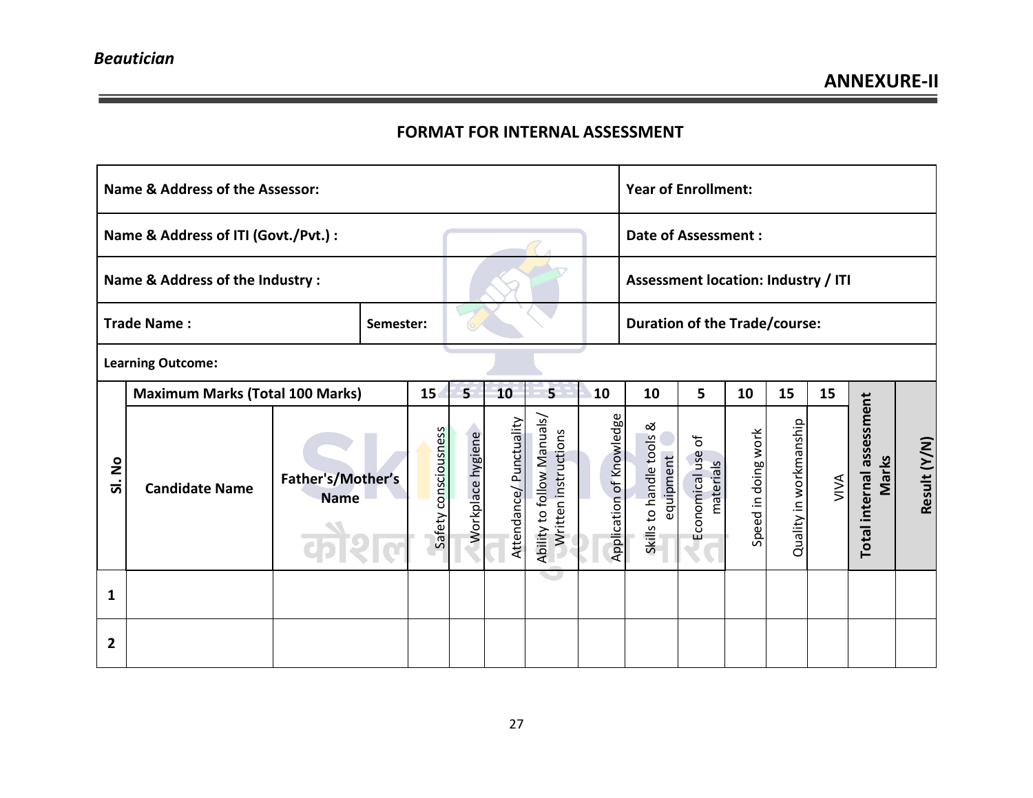## ANNEXURE-II

### FORMAT FOR INTERNAL ASSESSMENT

| | | |
|---|---|---|
| **Name & Address of the Assessor:** | | **Year of Enrollment:** |
| **Name & Address of ITI (Govt./Pvt.) :** | | **Date of Assessment :** |
| **Name & Address of the Industry :** | | **Assessment location: Industry / ITI** |
| **Trade Name :** | **Semester:** | **Duration of the Trade/course:** |
| **Learning Outcome:** | | |

| **Sl. No** | **Maximum Marks (Total 100 Marks)** | | 15 | 5 | 10 | 5 | 10 | 10 | 5 | 10 | 15 | 15 | **Total internal assessment Marks** | **Result (Y/N)** |
|---|---|---|---|---|---|---|---|---|---|---|---|---|---|---|
| | **Candidate Name** | **Father's/Mother's Name** | Safety consciousness | Workplace hygiene | Attendance/ Punctuality | Ability to follow Manuals/ Written instructions | Application of Knowledge | Skills to handle tools & equipment | Economical use of materials | Speed in doing work | Quality in workmanship | VIVA | | |
| **1** | | | | | | | | | | | | | | |
| **2** | | | | | | | | | | | | | | |